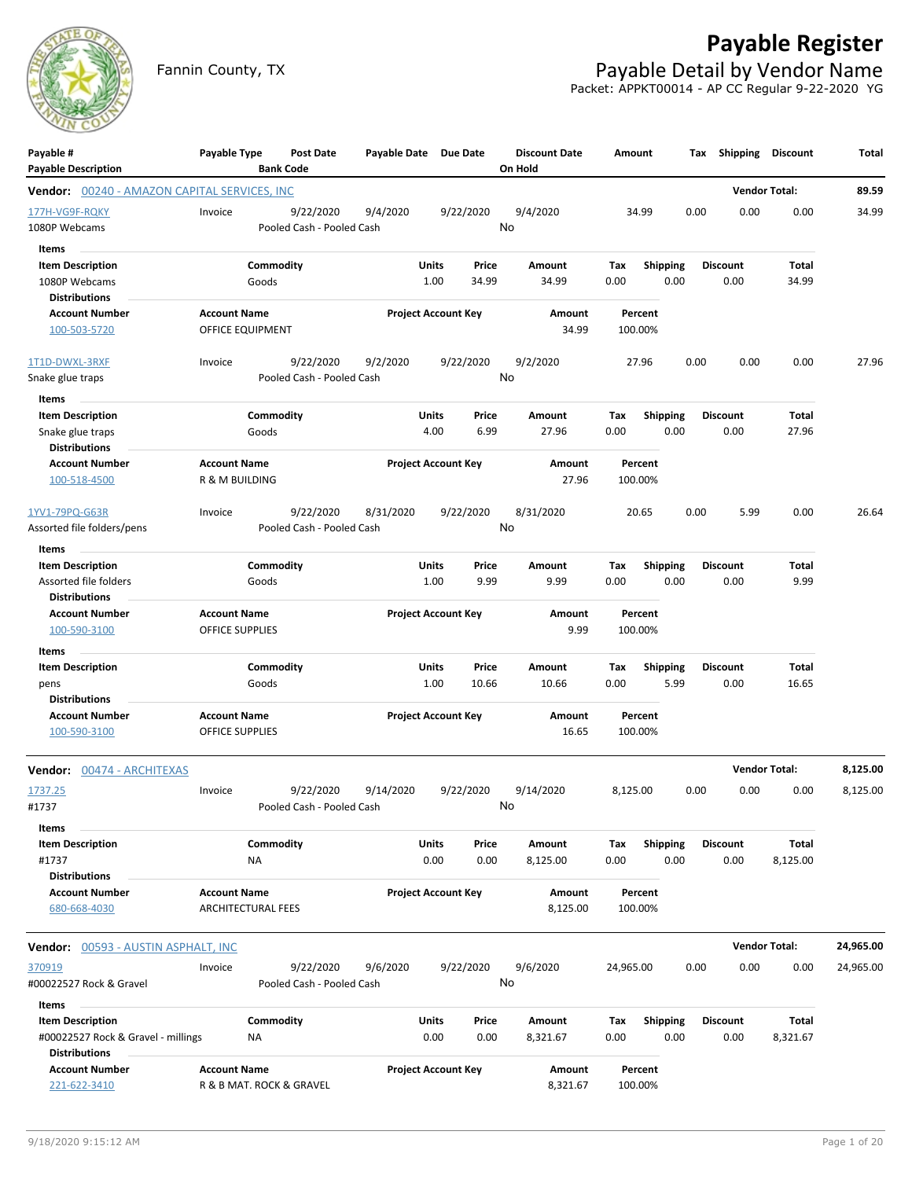# Payable Register

Fannin County, TX

## Payable Detail by Vendor Name

Packet: APPKT00014 - AP CC Regular 9-22-2020 YG

| Payable # / Payable Description | Payable Type | Post Date / Bank Code | Payable Date | Due Date | Discount Date / On Hold | Amount | Tax | Shipping | Discount | Total |
|---|---|---|---|---|---|---|---|---|---|---|

**Vendor: 00240 - AMAZON CAPITAL SERVICES, INC** — Vendor Total: **89.59**

| Payable # | Payable Type | Post Date | Payable Date | Due Date | Discount Date | Amount | Tax | Shipping | Discount | Total |
|---|---|---|---|---|---|---|---|---|---|---|
| 177H-VG9F-RQKY | Invoice | 9/22/2020 | 9/4/2020 | 9/22/2020 | 9/4/2020 | 34.99 | 0.00 | 0.00 | 0.00 | 34.99 |
| 1080P Webcams | | Pooled Cash - Pooled Cash | | | No | | | | | |

Items

| Item Description | Commodity | Units | Price | Amount | Tax | Shipping | Discount | Total |
|---|---|---|---|---|---|---|---|---|
| 1080P Webcams | Goods | 1.00 | 34.99 | 34.99 | 0.00 | 0.00 | 0.00 | 34.99 |

Distributions

| Account Number | Account Name | Project Account Key | Amount | Percent |
|---|---|---|---|---|
| 100-503-5720 | OFFICE EQUIPMENT | | 34.99 | 100.00% |

| Payable # | Payable Type | Post Date | Payable Date | Due Date | Discount Date | Amount | Tax | Shipping | Discount | Total |
|---|---|---|---|---|---|---|---|---|---|---|
| 1T1D-DWXL-3RXF | Invoice | 9/22/2020 | 9/2/2020 | 9/22/2020 | 9/2/2020 | 27.96 | 0.00 | 0.00 | 0.00 | 27.96 |
| Snake glue traps | | Pooled Cash - Pooled Cash | | | No | | | | | |

Items

| Item Description | Commodity | Units | Price | Amount | Tax | Shipping | Discount | Total |
|---|---|---|---|---|---|---|---|---|
| Snake glue traps | Goods | 4.00 | 6.99 | 27.96 | 0.00 | 0.00 | 0.00 | 27.96 |

Distributions

| Account Number | Account Name | Project Account Key | Amount | Percent |
|---|---|---|---|---|
| 100-518-4500 | R & M BUILDING | | 27.96 | 100.00% |

| Payable # | Payable Type | Post Date | Payable Date | Due Date | Discount Date | Amount | Tax | Shipping | Discount | Total |
|---|---|---|---|---|---|---|---|---|---|---|
| 1YV1-79PQ-G63R | Invoice | 9/22/2020 | 8/31/2020 | 9/22/2020 | 8/31/2020 | 20.65 | 0.00 | 5.99 | 0.00 | 26.64 |
| Assorted file folders/pens | | Pooled Cash - Pooled Cash | | | No | | | | | |

Items

| Item Description | Commodity | Units | Price | Amount | Tax | Shipping | Discount | Total |
|---|---|---|---|---|---|---|---|---|
| Assorted file folders | Goods | 1.00 | 9.99 | 9.99 | 0.00 | 0.00 | 0.00 | 9.99 |

Distributions

| Account Number | Account Name | Project Account Key | Amount | Percent |
|---|---|---|---|---|
| 100-590-3100 | OFFICE SUPPLIES | | 9.99 | 100.00% |

Items

| Item Description | Commodity | Units | Price | Amount | Tax | Shipping | Discount | Total |
|---|---|---|---|---|---|---|---|---|
| pens | Goods | 1.00 | 10.66 | 10.66 | 0.00 | 5.99 | 0.00 | 16.65 |

Distributions

| Account Number | Account Name | Project Account Key | Amount | Percent |
|---|---|---|---|---|
| 100-590-3100 | OFFICE SUPPLIES | | 16.65 | 100.00% |

**Vendor: 00474 - ARCHITEXAS** — Vendor Total: **8,125.00**

| Payable # | Payable Type | Post Date | Payable Date | Due Date | Discount Date | Amount | Tax | Shipping | Discount | Total |
|---|---|---|---|---|---|---|---|---|---|---|
| 1737.25 | Invoice | 9/22/2020 | 9/14/2020 | 9/22/2020 | 9/14/2020 | 8,125.00 | 0.00 | 0.00 | 0.00 | 8,125.00 |
| #1737 | | Pooled Cash - Pooled Cash | | | No | | | | | |

Items

| Item Description | Commodity | Units | Price | Amount | Tax | Shipping | Discount | Total |
|---|---|---|---|---|---|---|---|---|
| #1737 | NA | 0.00 | 0.00 | 8,125.00 | 0.00 | 0.00 | 0.00 | 8,125.00 |

Distributions

| Account Number | Account Name | Project Account Key | Amount | Percent |
|---|---|---|---|---|
| 680-668-4030 | ARCHITECTURAL FEES | | 8,125.00 | 100.00% |

**Vendor: 00593 - AUSTIN ASPHALT, INC** — Vendor Total: **24,965.00**

| Payable # | Payable Type | Post Date | Payable Date | Due Date | Discount Date | Amount | Tax | Shipping | Discount | Total |
|---|---|---|---|---|---|---|---|---|---|---|
| 370919 | Invoice | 9/22/2020 | 9/6/2020 | 9/22/2020 | 9/6/2020 | 24,965.00 | 0.00 | 0.00 | 0.00 | 24,965.00 |
| #00022527 Rock & Gravel | | Pooled Cash - Pooled Cash | | | No | | | | | |

Items

| Item Description | Commodity | Units | Price | Amount | Tax | Shipping | Discount | Total |
|---|---|---|---|---|---|---|---|---|
| #00022527 Rock & Gravel - millings | NA | 0.00 | 0.00 | 8,321.67 | 0.00 | 0.00 | 0.00 | 8,321.67 |

Distributions

| Account Number | Account Name | Project Account Key | Amount | Percent |
|---|---|---|---|---|
| 221-622-3410 | R & B MAT. ROCK & GRAVEL | | 8,321.67 | 100.00% |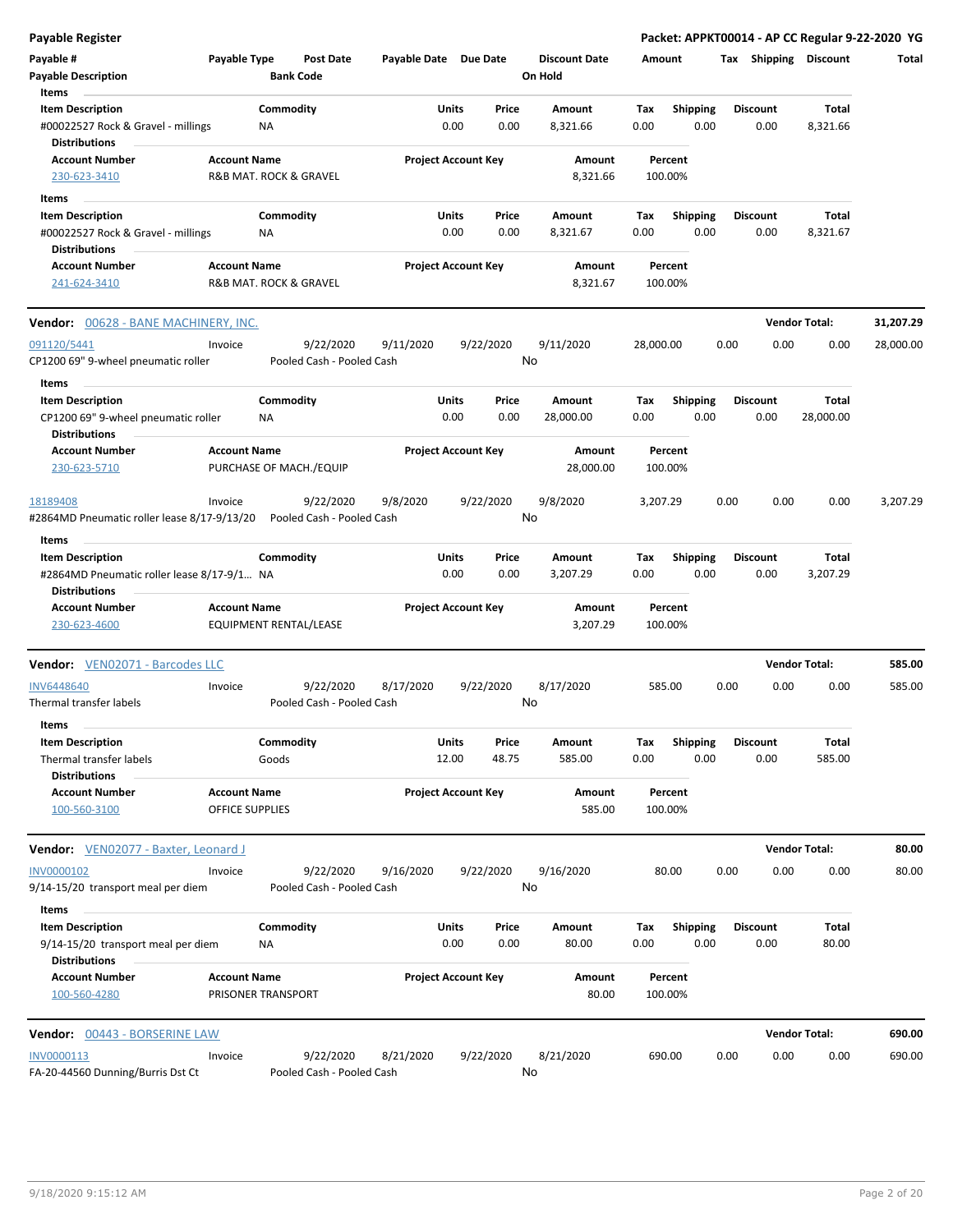**Payable Register** — Packet: APPKT00014 - AP CC Regular 9-22-2020 YG

| Payable # | Payable Type | Post Date | Payable Date | Due Date | Discount Date | Amount | Tax | Shipping | Discount | Total |
|---|---|---|---|---|---|---|---|---|---|---|
| Payable Description | | Bank Code | | | On Hold | | | | | |

**Items**

| Item Description | Commodity | Units | Price | Amount | Tax | Shipping | Discount | Total |
|---|---|---|---|---|---|---|---|---|
| #00022527 Rock & Gravel - millings | NA | 0.00 | 0.00 | 8,321.66 | 0.00 | 0.00 | 0.00 | 8,321.66 |

**Distributions**

| Account Number | Account Name | Project Account Key | Amount | Percent |
|---|---|---|---|---|
| 230-623-3410 | R&B MAT. ROCK & GRAVEL | | 8,321.66 | 100.00% |

**Items**

| Item Description | Commodity | Units | Price | Amount | Tax | Shipping | Discount | Total |
|---|---|---|---|---|---|---|---|---|
| #00022527 Rock & Gravel - millings | NA | 0.00 | 0.00 | 8,321.67 | 0.00 | 0.00 | 0.00 | 8,321.67 |

**Distributions**

| Account Number | Account Name | Project Account Key | Amount | Percent |
|---|---|---|---|---|
| 241-624-3410 | R&B MAT. ROCK & GRAVEL | | 8,321.67 | 100.00% |

## Vendor: 00628 - BANE MACHINERY, INC. — Vendor Total: 31,207.29

| Payable # | Payable Type | Post Date | Payable Date | Due Date | Discount Date | Amount | Tax | Shipping | Discount | Total |
|---|---|---|---|---|---|---|---|---|---|---|
| 091120/5441 | Invoice | 9/22/2020 | 9/11/2020 | 9/22/2020 | 9/11/2020 | 28,000.00 | 0.00 | 0.00 | 0.00 | 28,000.00 |
| CP1200 69" 9-wheel pneumatic roller | | Pooled Cash - Pooled Cash | | | No | | | | | |

**Items**

| Item Description | Commodity | Units | Price | Amount | Tax | Shipping | Discount | Total |
|---|---|---|---|---|---|---|---|---|
| CP1200 69" 9-wheel pneumatic roller | NA | 0.00 | 0.00 | 28,000.00 | 0.00 | 0.00 | 0.00 | 28,000.00 |

**Distributions**

| Account Number | Account Name | Project Account Key | Amount | Percent |
|---|---|---|---|---|
| 230-623-5710 | PURCHASE OF MACH./EQUIP | | 28,000.00 | 100.00% |

| Payable # | Payable Type | Post Date | Payable Date | Due Date | Discount Date | Amount | Tax | Shipping | Discount | Total |
|---|---|---|---|---|---|---|---|---|---|---|
| 18189408 | Invoice | 9/22/2020 | 9/8/2020 | 9/22/2020 | 9/8/2020 | 3,207.29 | 0.00 | 0.00 | 0.00 | 3,207.29 |
| #2864MD Pneumatic roller lease 8/17-9/13/20 | | Pooled Cash - Pooled Cash | | | No | | | | | |

**Items**

| Item Description | Commodity | Units | Price | Amount | Tax | Shipping | Discount | Total |
|---|---|---|---|---|---|---|---|---|
| #2864MD Pneumatic roller lease 8/17-9/1... | NA | 0.00 | 0.00 | 3,207.29 | 0.00 | 0.00 | 0.00 | 3,207.29 |

**Distributions**

| Account Number | Account Name | Project Account Key | Amount | Percent |
|---|---|---|---|---|
| 230-623-4600 | EQUIPMENT RENTAL/LEASE | | 3,207.29 | 100.00% |

## Vendor: VEN02071 - Barcodes LLC — Vendor Total: 585.00

| Payable # | Payable Type | Post Date | Payable Date | Due Date | Discount Date | Amount | Tax | Shipping | Discount | Total |
|---|---|---|---|---|---|---|---|---|---|---|
| INV6448640 | Invoice | 9/22/2020 | 8/17/2020 | 9/22/2020 | 8/17/2020 | 585.00 | 0.00 | 0.00 | 0.00 | 585.00 |
| Thermal transfer labels | | Pooled Cash - Pooled Cash | | | No | | | | | |

**Items**

| Item Description | Commodity | Units | Price | Amount | Tax | Shipping | Discount | Total |
|---|---|---|---|---|---|---|---|---|
| Thermal transfer labels | Goods | 12.00 | 48.75 | 585.00 | 0.00 | 0.00 | 0.00 | 585.00 |

**Distributions**

| Account Number | Account Name | Project Account Key | Amount | Percent |
|---|---|---|---|---|
| 100-560-3100 | OFFICE SUPPLIES | | 585.00 | 100.00% |

## Vendor: VEN02077 - Baxter, Leonard J — Vendor Total: 80.00

| Payable # | Payable Type | Post Date | Payable Date | Due Date | Discount Date | Amount | Tax | Shipping | Discount | Total |
|---|---|---|---|---|---|---|---|---|---|---|
| INV0000102 | Invoice | 9/22/2020 | 9/16/2020 | 9/22/2020 | 9/16/2020 | 80.00 | 0.00 | 0.00 | 0.00 | 80.00 |
| 9/14-15/20 transport meal per diem | | Pooled Cash - Pooled Cash | | | No | | | | | |

**Items**

| Item Description | Commodity | Units | Price | Amount | Tax | Shipping | Discount | Total |
|---|---|---|---|---|---|---|---|---|
| 9/14-15/20 transport meal per diem | NA | 0.00 | 0.00 | 80.00 | 0.00 | 0.00 | 0.00 | 80.00 |

**Distributions**

| Account Number | Account Name | Project Account Key | Amount | Percent |
|---|---|---|---|---|
| 100-560-4280 | PRISONER TRANSPORT | | 80.00 | 100.00% |

## Vendor: 00443 - BORSERINE LAW — Vendor Total: 690.00

| Payable # | Payable Type | Post Date | Payable Date | Due Date | Discount Date | Amount | Tax | Shipping | Discount | Total |
|---|---|---|---|---|---|---|---|---|---|---|
| INV0000113 | Invoice | 9/22/2020 | 8/21/2020 | 9/22/2020 | 8/21/2020 | 690.00 | 0.00 | 0.00 | 0.00 | 690.00 |
| FA-20-44560 Dunning/Burris Dst Ct | | Pooled Cash - Pooled Cash | | | No | | | | | |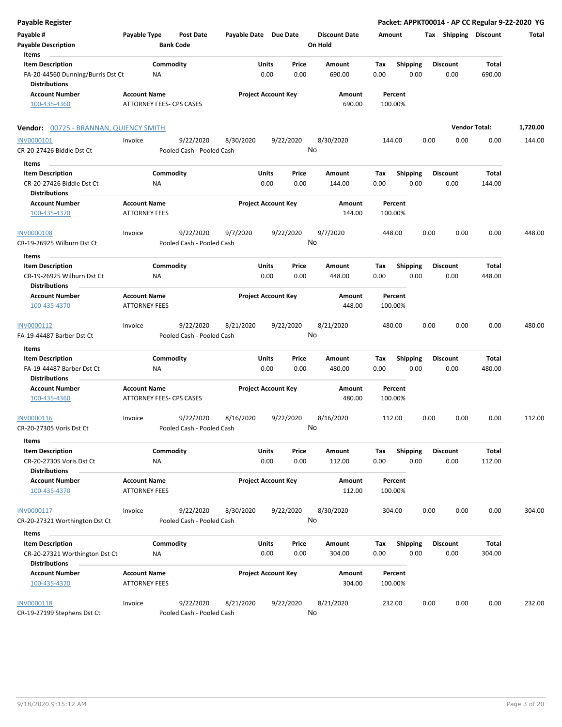## Payable Register

**Packet: APPKT00014 - AP CC Regular 9-22-2020 YG**

| Payable # | Payable Type | Post Date | Payable Date | Due Date | Discount Date | Amount | Tax | Shipping | Discount | Total |
|---|---|---|---|---|---|---|---|---|---|---|
| Payable Description | | Bank Code | | | On Hold | | | | | |

**Items**

| Item Description | Commodity | Units | Price | Amount | Tax | Shipping | Discount | Total |
|---|---|---|---|---|---|---|---|---|
| FA-20-44560 Dunning/Burris Dst Ct | NA | 0.00 | 0.00 | 690.00 | 0.00 | 0.00 | 0.00 | 690.00 |

**Distributions**

| Account Number | Account Name | Project Account Key | Amount | Percent |
|---|---|---|---|---|
| 100-435-4360 | ATTORNEY FEES- CPS CASES | | 690.00 | 100.00% |

---

**Vendor:** 00725 - BRANNAN, QUIENCY SMITH — **Vendor Total: 1,720.00**

| Payable # | Payable Type | Post Date | Payable Date | Due Date | Discount Date | Amount | Tax | Shipping | Discount | Total |
|---|---|---|---|---|---|---|---|---|---|---|
| INV0000101 | Invoice | 9/22/2020 | 8/30/2020 | 9/22/2020 | 8/30/2020 | 144.00 | 0.00 | 0.00 | 0.00 | 144.00 |
| CR-20-27426 Biddle Dst Ct | | Pooled Cash - Pooled Cash | | | No | | | | | |

**Items**

| Item Description | Commodity | Units | Price | Amount | Tax | Shipping | Discount | Total |
|---|---|---|---|---|---|---|---|---|
| CR-20-27426 Biddle Dst Ct | NA | 0.00 | 0.00 | 144.00 | 0.00 | 0.00 | 0.00 | 144.00 |

**Distributions**

| Account Number | Account Name | Project Account Key | Amount | Percent |
|---|---|---|---|---|
| 100-435-4370 | ATTORNEY FEES | | 144.00 | 100.00% |

| Payable # | Payable Type | Post Date | Payable Date | Due Date | Discount Date | Amount | Tax | Shipping | Discount | Total |
|---|---|---|---|---|---|---|---|---|---|---|
| INV0000108 | Invoice | 9/22/2020 | 9/7/2020 | 9/22/2020 | 9/7/2020 | 448.00 | 0.00 | 0.00 | 0.00 | 448.00 |
| CR-19-26925 Wilburn Dst Ct | | Pooled Cash - Pooled Cash | | | No | | | | | |

**Items**

| Item Description | Commodity | Units | Price | Amount | Tax | Shipping | Discount | Total |
|---|---|---|---|---|---|---|---|---|
| CR-19-26925 Wilburn Dst Ct | NA | 0.00 | 0.00 | 448.00 | 0.00 | 0.00 | 0.00 | 448.00 |

**Distributions**

| Account Number | Account Name | Project Account Key | Amount | Percent |
|---|---|---|---|---|
| 100-435-4370 | ATTORNEY FEES | | 448.00 | 100.00% |

| Payable # | Payable Type | Post Date | Payable Date | Due Date | Discount Date | Amount | Tax | Shipping | Discount | Total |
|---|---|---|---|---|---|---|---|---|---|---|
| INV0000112 | Invoice | 9/22/2020 | 8/21/2020 | 9/22/2020 | 8/21/2020 | 480.00 | 0.00 | 0.00 | 0.00 | 480.00 |
| FA-19-44487 Barber Dst Ct | | Pooled Cash - Pooled Cash | | | No | | | | | |

**Items**

| Item Description | Commodity | Units | Price | Amount | Tax | Shipping | Discount | Total |
|---|---|---|---|---|---|---|---|---|
| FA-19-44487 Barber Dst Ct | NA | 0.00 | 0.00 | 480.00 | 0.00 | 0.00 | 0.00 | 480.00 |

**Distributions**

| Account Number | Account Name | Project Account Key | Amount | Percent |
|---|---|---|---|---|
| 100-435-4360 | ATTORNEY FEES- CPS CASES | | 480.00 | 100.00% |

| Payable # | Payable Type | Post Date | Payable Date | Due Date | Discount Date | Amount | Tax | Shipping | Discount | Total |
|---|---|---|---|---|---|---|---|---|---|---|
| INV0000116 | Invoice | 9/22/2020 | 8/16/2020 | 9/22/2020 | 8/16/2020 | 112.00 | 0.00 | 0.00 | 0.00 | 112.00 |
| CR-20-27305 Voris Dst Ct | | Pooled Cash - Pooled Cash | | | No | | | | | |

**Items**

| Item Description | Commodity | Units | Price | Amount | Tax | Shipping | Discount | Total |
|---|---|---|---|---|---|---|---|---|
| CR-20-27305 Voris Dst Ct | NA | 0.00 | 0.00 | 112.00 | 0.00 | 0.00 | 0.00 | 112.00 |

**Distributions**

| Account Number | Account Name | Project Account Key | Amount | Percent |
|---|---|---|---|---|
| 100-435-4370 | ATTORNEY FEES | | 112.00 | 100.00% |

| Payable # | Payable Type | Post Date | Payable Date | Due Date | Discount Date | Amount | Tax | Shipping | Discount | Total |
|---|---|---|---|---|---|---|---|---|---|---|
| INV0000117 | Invoice | 9/22/2020 | 8/30/2020 | 9/22/2020 | 8/30/2020 | 304.00 | 0.00 | 0.00 | 0.00 | 304.00 |
| CR-20-27321 Worthington Dst Ct | | Pooled Cash - Pooled Cash | | | No | | | | | |

**Items**

| Item Description | Commodity | Units | Price | Amount | Tax | Shipping | Discount | Total |
|---|---|---|---|---|---|---|---|---|
| CR-20-27321 Worthington Dst Ct | NA | 0.00 | 0.00 | 304.00 | 0.00 | 0.00 | 0.00 | 304.00 |

**Distributions**

| Account Number | Account Name | Project Account Key | Amount | Percent |
|---|---|---|---|---|
| 100-435-4370 | ATTORNEY FEES | | 304.00 | 100.00% |

| Payable # | Payable Type | Post Date | Payable Date | Due Date | Discount Date | Amount | Tax | Shipping | Discount | Total |
|---|---|---|---|---|---|---|---|---|---|---|
| INV0000118 | Invoice | 9/22/2020 | 8/21/2020 | 9/22/2020 | 8/21/2020 | 232.00 | 0.00 | 0.00 | 0.00 | 232.00 |
| CR-19-27199 Stephens Dst Ct | | Pooled Cash - Pooled Cash | | | No | | | | | |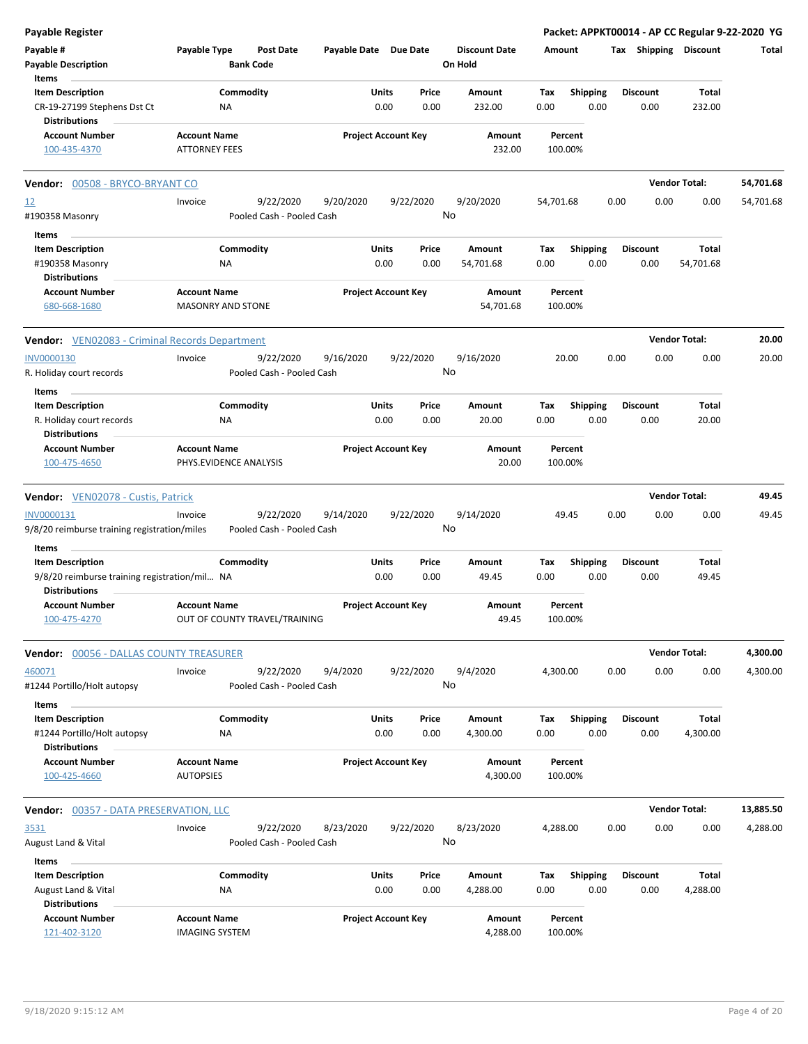**Payable Register** — Packet: APPKT00014 - AP CC Regular 9-22-2020 YG

| Payable # | Payable Type | Post Date | Payable Date | Due Date | Discount Date | Amount | Tax | Shipping | Discount | Total |
|---|---|---|---|---|---|---|---|---|---|---|
| Payable Description | | Bank Code | | | On Hold | | | | | |

Items

| Item Description | Commodity | Units | Price | Amount | Tax | Shipping | Discount | Total |
|---|---|---|---|---|---|---|---|---|
| CR-19-27199 Stephens Dst Ct | NA | 0.00 | 0.00 | 232.00 | 0.00 | 0.00 | 0.00 | 232.00 |

Distributions

| Account Number | Account Name | Project Account Key | Amount | Percent |
|---|---|---|---|---|
| 100-435-4370 | ATTORNEY FEES | | 232.00 | 100.00% |

**Vendor: 00508 - BRYCO-BRYANT CO** — Vendor Total: 54,701.68

| Payable # | Payable Type | Post Date | Payable Date | Due Date | Discount Date | Amount | Tax | Shipping | Discount | Total |
|---|---|---|---|---|---|---|---|---|---|---|
| 12 | Invoice | 9/22/2020 | 9/20/2020 | 9/22/2020 | 9/20/2020 | 54,701.68 | 0.00 | 0.00 | 0.00 | 54,701.68 |
| #190358 Masonry | | Pooled Cash - Pooled Cash | | | No | | | | | |

Items

| Item Description | Commodity | Units | Price | Amount | Tax | Shipping | Discount | Total |
|---|---|---|---|---|---|---|---|---|
| #190358 Masonry | NA | 0.00 | 0.00 | 54,701.68 | 0.00 | 0.00 | 0.00 | 54,701.68 |

Distributions

| Account Number | Account Name | Project Account Key | Amount | Percent |
|---|---|---|---|---|
| 680-668-1680 | MASONRY AND STONE | | 54,701.68 | 100.00% |

**Vendor: VEN02083 - Criminal Records Department** — Vendor Total: 20.00

| Payable # | Payable Type | Post Date | Payable Date | Due Date | Discount Date | Amount | Tax | Shipping | Discount | Total |
|---|---|---|---|---|---|---|---|---|---|---|
| INV0000130 | Invoice | 9/22/2020 | 9/16/2020 | 9/22/2020 | 9/16/2020 | 20.00 | 0.00 | 0.00 | 0.00 | 20.00 |
| R. Holiday court records | | Pooled Cash - Pooled Cash | | | No | | | | | |

Items

| Item Description | Commodity | Units | Price | Amount | Tax | Shipping | Discount | Total |
|---|---|---|---|---|---|---|---|---|
| R. Holiday court records | NA | 0.00 | 0.00 | 20.00 | 0.00 | 0.00 | 0.00 | 20.00 |

Distributions

| Account Number | Account Name | Project Account Key | Amount | Percent |
|---|---|---|---|---|
| 100-475-4650 | PHYS.EVIDENCE ANALYSIS | | 20.00 | 100.00% |

**Vendor: VEN02078 - Custis, Patrick** — Vendor Total: 49.45

| Payable # | Payable Type | Post Date | Payable Date | Due Date | Discount Date | Amount | Tax | Shipping | Discount | Total |
|---|---|---|---|---|---|---|---|---|---|---|
| INV0000131 | Invoice | 9/22/2020 | 9/14/2020 | 9/22/2020 | 9/14/2020 | 49.45 | 0.00 | 0.00 | 0.00 | 49.45 |
| 9/8/20 reimburse training registration/miles | | Pooled Cash - Pooled Cash | | | No | | | | | |

Items

| Item Description | Commodity | Units | Price | Amount | Tax | Shipping | Discount | Total |
|---|---|---|---|---|---|---|---|---|
| 9/8/20 reimburse training registration/mil… | NA | 0.00 | 0.00 | 49.45 | 0.00 | 0.00 | 0.00 | 49.45 |

Distributions

| Account Number | Account Name | Project Account Key | Amount | Percent |
|---|---|---|---|---|
| 100-475-4270 | OUT OF COUNTY TRAVEL/TRAINING | | 49.45 | 100.00% |

**Vendor: 00056 - DALLAS COUNTY TREASURER** — Vendor Total: 4,300.00

| Payable # | Payable Type | Post Date | Payable Date | Due Date | Discount Date | Amount | Tax | Shipping | Discount | Total |
|---|---|---|---|---|---|---|---|---|---|---|
| 460071 | Invoice | 9/22/2020 | 9/4/2020 | 9/22/2020 | 9/4/2020 | 4,300.00 | 0.00 | 0.00 | 0.00 | 4,300.00 |
| #1244 Portillo/Holt autopsy | | Pooled Cash - Pooled Cash | | | No | | | | | |

Items

| Item Description | Commodity | Units | Price | Amount | Tax | Shipping | Discount | Total |
|---|---|---|---|---|---|---|---|---|
| #1244 Portillo/Holt autopsy | NA | 0.00 | 0.00 | 4,300.00 | 0.00 | 0.00 | 0.00 | 4,300.00 |

Distributions

| Account Number | Account Name | Project Account Key | Amount | Percent |
|---|---|---|---|---|
| 100-425-4660 | AUTOPSIES | | 4,300.00 | 100.00% |

**Vendor: 00357 - DATA PRESERVATION, LLC** — Vendor Total: 13,885.50

| Payable # | Payable Type | Post Date | Payable Date | Due Date | Discount Date | Amount | Tax | Shipping | Discount | Total |
|---|---|---|---|---|---|---|---|---|---|---|
| 3531 | Invoice | 9/22/2020 | 8/23/2020 | 9/22/2020 | 8/23/2020 | 4,288.00 | 0.00 | 0.00 | 0.00 | 4,288.00 |
| August Land & Vital | | Pooled Cash - Pooled Cash | | | No | | | | | |

Items

| Item Description | Commodity | Units | Price | Amount | Tax | Shipping | Discount | Total |
|---|---|---|---|---|---|---|---|---|
| August Land & Vital | NA | 0.00 | 0.00 | 4,288.00 | 0.00 | 0.00 | 0.00 | 4,288.00 |

Distributions

| Account Number | Account Name | Project Account Key | Amount | Percent |
|---|---|---|---|---|
| 121-402-3120 | IMAGING SYSTEM | | 4,288.00 | 100.00% |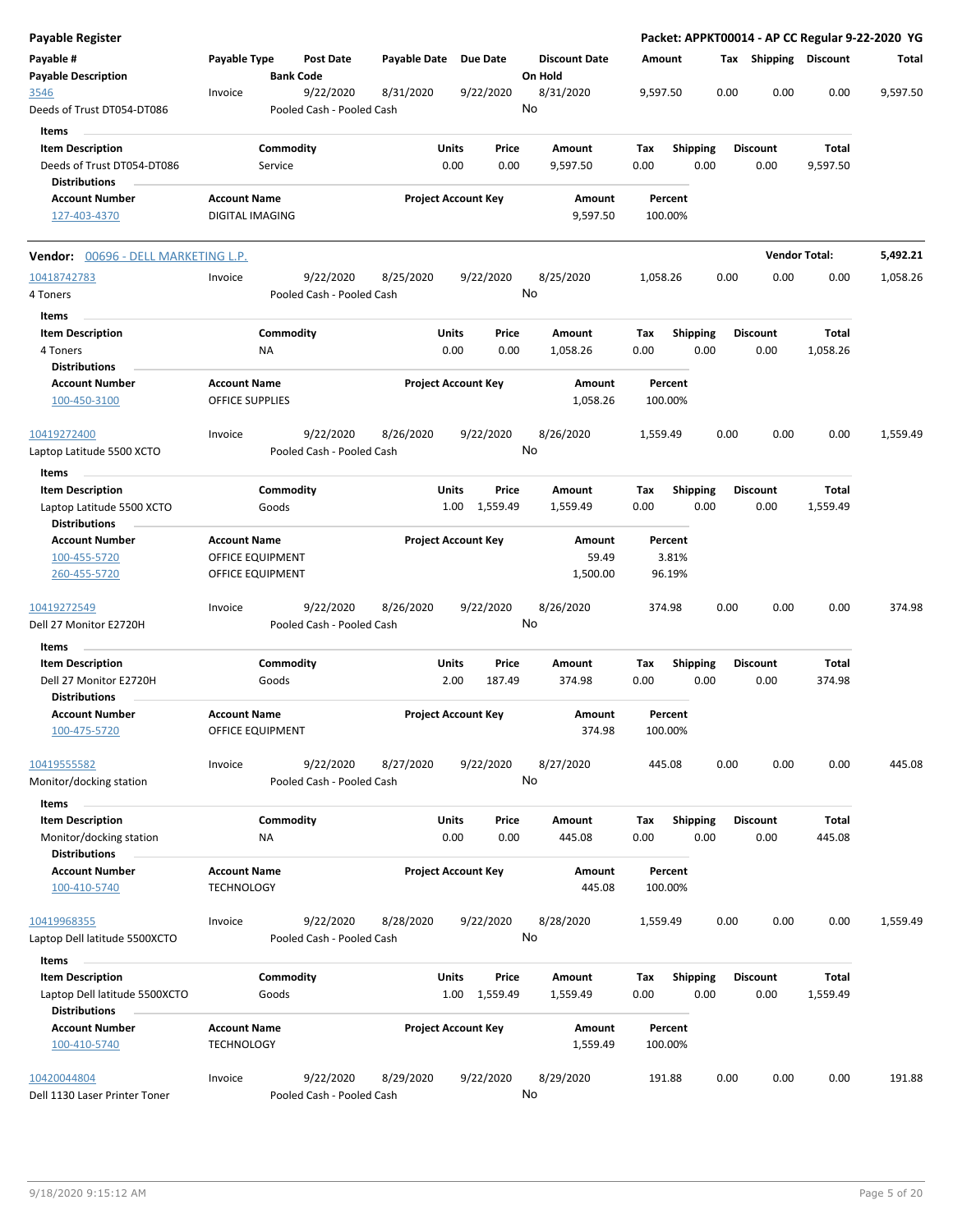**Payable Register** **Packet: APPKT00014 - AP CC Regular 9-22-2020 YG**

| Payable # / Payable Description | Payable Type | Post Date / Bank Code | Payable Date | Due Date | Discount Date / On Hold | Amount | Tax | Shipping | Discount | Total |
|---|---|---|---|---|---|---|---|---|---|---|
| 3546 / Deeds of Trust DT054-DT086 | Invoice | 9/22/2020 / Pooled Cash - Pooled Cash | 8/31/2020 | 9/22/2020 | 8/31/2020 / No | 9,597.50 | 0.00 | 0.00 | 0.00 | 9,597.50 |

**Items**

| Item Description | Commodity | Units | Price | Amount | Tax | Shipping | Discount | Total |
|---|---|---|---|---|---|---|---|---|
| Deeds of Trust DT054-DT086 | Service | 0.00 | 0.00 | 9,597.50 | 0.00 | 0.00 | 0.00 | 9,597.50 |

**Distributions**

| Account Number | Account Name | Project Account Key | Amount | Percent |
|---|---|---|---|---|
| 127-403-4370 | DIGITAL IMAGING | | 9,597.50 | 100.00% |

**Vendor:** 00696 - DELL MARKETING L.P. **Vendor Total: 5,492.21**

| Payable # / Payable Description | Payable Type | Post Date / Bank Code | Payable Date | Due Date | Discount Date / On Hold | Amount | Tax | Shipping | Discount | Total |
|---|---|---|---|---|---|---|---|---|---|---|
| 10418742783 / 4 Toners | Invoice | 9/22/2020 / Pooled Cash - Pooled Cash | 8/25/2020 | 9/22/2020 | 8/25/2020 / No | 1,058.26 | 0.00 | 0.00 | 0.00 | 1,058.26 |

**Items**

| Item Description | Commodity | Units | Price | Amount | Tax | Shipping | Discount | Total |
|---|---|---|---|---|---|---|---|---|
| 4 Toners | NA | 0.00 | 0.00 | 1,058.26 | 0.00 | 0.00 | 0.00 | 1,058.26 |

**Distributions**

| Account Number | Account Name | Project Account Key | Amount | Percent |
|---|---|---|---|---|
| 100-450-3100 | OFFICE SUPPLIES | | 1,058.26 | 100.00% |

| Payable # / Payable Description | Payable Type | Post Date / Bank Code | Payable Date | Due Date | Discount Date / On Hold | Amount | Tax | Shipping | Discount | Total |
|---|---|---|---|---|---|---|---|---|---|---|
| 10419272400 / Laptop Latitude 5500 XCTO | Invoice | 9/22/2020 / Pooled Cash - Pooled Cash | 8/26/2020 | 9/22/2020 | 8/26/2020 / No | 1,559.49 | 0.00 | 0.00 | 0.00 | 1,559.49 |

**Items**

| Item Description | Commodity | Units | Price | Amount | Tax | Shipping | Discount | Total |
|---|---|---|---|---|---|---|---|---|
| Laptop Latitude 5500 XCTO | Goods | 1.00 | 1,559.49 | 1,559.49 | 0.00 | 0.00 | 0.00 | 1,559.49 |

**Distributions**

| Account Number | Account Name | Project Account Key | Amount | Percent |
|---|---|---|---|---|
| 100-455-5720 | OFFICE EQUIPMENT | | 59.49 | 3.81% |
| 260-455-5720 | OFFICE EQUIPMENT | | 1,500.00 | 96.19% |

| Payable # / Payable Description | Payable Type | Post Date / Bank Code | Payable Date | Due Date | Discount Date / On Hold | Amount | Tax | Shipping | Discount | Total |
|---|---|---|---|---|---|---|---|---|---|---|
| 10419272549 / Dell 27 Monitor E2720H | Invoice | 9/22/2020 / Pooled Cash - Pooled Cash | 8/26/2020 | 9/22/2020 | 8/26/2020 / No | 374.98 | 0.00 | 0.00 | 0.00 | 374.98 |

**Items**

| Item Description | Commodity | Units | Price | Amount | Tax | Shipping | Discount | Total |
|---|---|---|---|---|---|---|---|---|
| Dell 27 Monitor E2720H | Goods | 2.00 | 187.49 | 374.98 | 0.00 | 0.00 | 0.00 | 374.98 |

**Distributions**

| Account Number | Account Name | Project Account Key | Amount | Percent |
|---|---|---|---|---|
| 100-475-5720 | OFFICE EQUIPMENT | | 374.98 | 100.00% |

| Payable # / Payable Description | Payable Type | Post Date / Bank Code | Payable Date | Due Date | Discount Date / On Hold | Amount | Tax | Shipping | Discount | Total |
|---|---|---|---|---|---|---|---|---|---|---|
| 10419555582 / Monitor/docking station | Invoice | 9/22/2020 / Pooled Cash - Pooled Cash | 8/27/2020 | 9/22/2020 | 8/27/2020 / No | 445.08 | 0.00 | 0.00 | 0.00 | 445.08 |

**Items**

| Item Description | Commodity | Units | Price | Amount | Tax | Shipping | Discount | Total |
|---|---|---|---|---|---|---|---|---|
| Monitor/docking station | NA | 0.00 | 0.00 | 445.08 | 0.00 | 0.00 | 0.00 | 445.08 |

**Distributions**

| Account Number | Account Name | Project Account Key | Amount | Percent |
|---|---|---|---|---|
| 100-410-5740 | TECHNOLOGY | | 445.08 | 100.00% |

| Payable # / Payable Description | Payable Type | Post Date / Bank Code | Payable Date | Due Date | Discount Date / On Hold | Amount | Tax | Shipping | Discount | Total |
|---|---|---|---|---|---|---|---|---|---|---|
| 10419968355 / Laptop Dell latitude 5500XCTO | Invoice | 9/22/2020 / Pooled Cash - Pooled Cash | 8/28/2020 | 9/22/2020 | 8/28/2020 / No | 1,559.49 | 0.00 | 0.00 | 0.00 | 1,559.49 |

**Items**

| Item Description | Commodity | Units | Price | Amount | Tax | Shipping | Discount | Total |
|---|---|---|---|---|---|---|---|---|
| Laptop Dell latitude 5500XCTO | Goods | 1.00 | 1,559.49 | 1,559.49 | 0.00 | 0.00 | 0.00 | 1,559.49 |

**Distributions**

| Account Number | Account Name | Project Account Key | Amount | Percent |
|---|---|---|---|---|
| 100-410-5740 | TECHNOLOGY | | 1,559.49 | 100.00% |

| Payable # / Payable Description | Payable Type | Post Date / Bank Code | Payable Date | Due Date | Discount Date / On Hold | Amount | Tax | Shipping | Discount | Total |
|---|---|---|---|---|---|---|---|---|---|---|
| 10420044804 / Dell 1130 Laser Printer Toner | Invoice | 9/22/2020 / Pooled Cash - Pooled Cash | 8/29/2020 | 9/22/2020 | 8/29/2020 / No | 191.88 | 0.00 | 0.00 | 0.00 | 191.88 |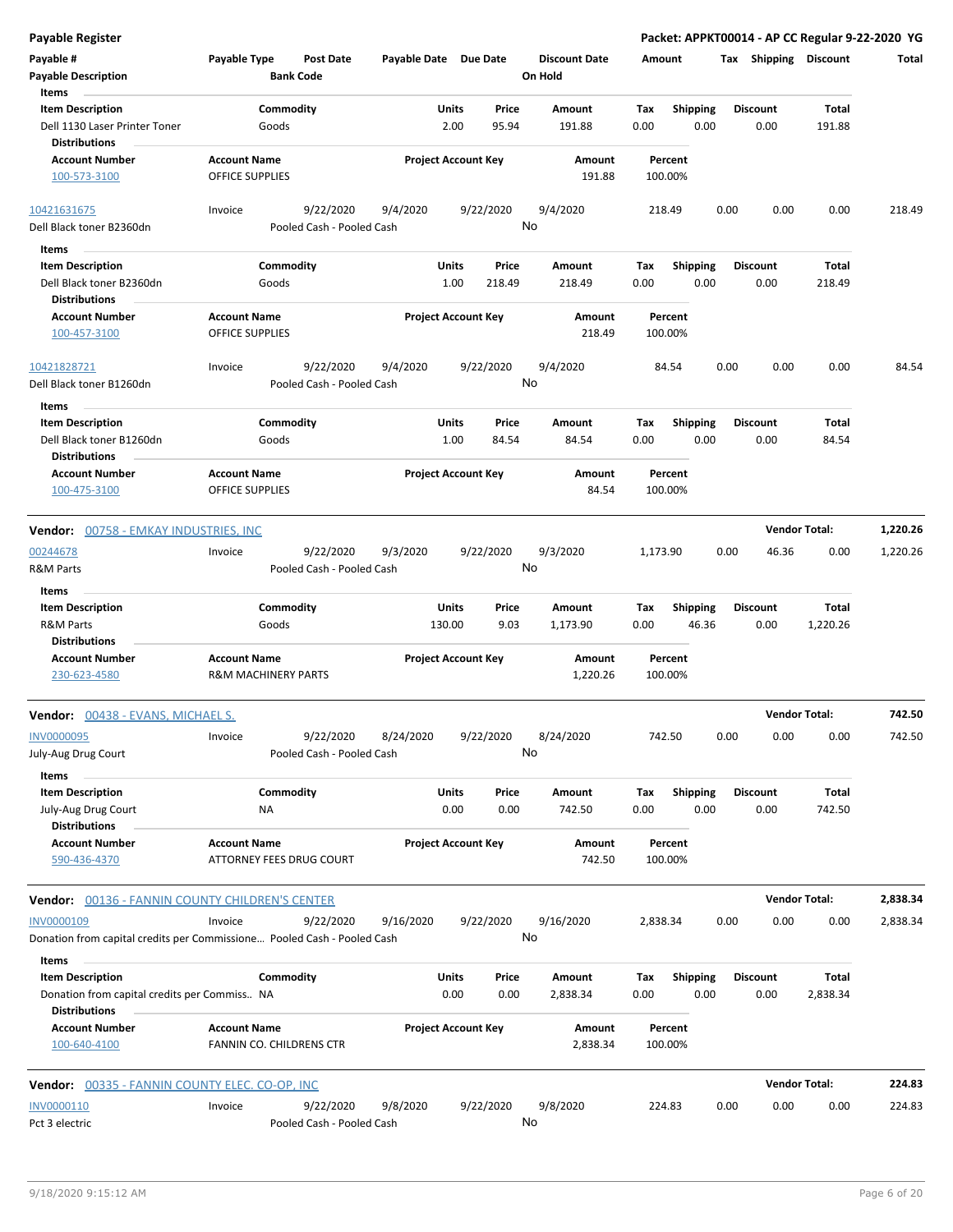**Payable Register** | **Packet: APPKT00014 - AP CC Regular 9-22-2020 YG**

| Payable # | Payable Type | Post Date | Payable Date | Due Date | Discount Date | Amount | Tax | Shipping | Discount | Total |
|---|---|---|---|---|---|---|---|---|---|---|
| Payable Description | | Bank Code | | | On Hold | | | | | |

**Items**

| Item Description | Commodity | Units | Price | Amount | Tax | Shipping | Discount | Total |
|---|---|---|---|---|---|---|---|---|
| Dell 1130 Laser Printer Toner | Goods | 2.00 | 95.94 | 191.88 | 0.00 | 0.00 | 0.00 | 191.88 |

**Distributions**

| Account Number | Account Name | Project Account Key | Amount | Percent |
|---|---|---|---|---|
| 100-573-3100 | OFFICE SUPPLIES | | 191.88 | 100.00% |

| Payable # | Payable Type | Post Date | Payable Date | Due Date | Discount Date | Amount | Tax | Shipping | Discount | Total |
|---|---|---|---|---|---|---|---|---|---|---|
| 10421631675 | Invoice | 9/22/2020 | 9/4/2020 | 9/22/2020 | 9/4/2020 | 218.49 | 0.00 | 0.00 | 0.00 | 218.49 |
| Dell Black toner B2360dn | | Pooled Cash - Pooled Cash | | | No | | | | | |

**Items**

| Item Description | Commodity | Units | Price | Amount | Tax | Shipping | Discount | Total |
|---|---|---|---|---|---|---|---|---|
| Dell Black toner B2360dn | Goods | 1.00 | 218.49 | 218.49 | 0.00 | 0.00 | 0.00 | 218.49 |

**Distributions**

| Account Number | Account Name | Project Account Key | Amount | Percent |
|---|---|---|---|---|
| 100-457-3100 | OFFICE SUPPLIES | | 218.49 | 100.00% |

| Payable # | Payable Type | Post Date | Payable Date | Due Date | Discount Date | Amount | Tax | Shipping | Discount | Total |
|---|---|---|---|---|---|---|---|---|---|---|
| 10421828721 | Invoice | 9/22/2020 | 9/4/2020 | 9/22/2020 | 9/4/2020 | 84.54 | 0.00 | 0.00 | 0.00 | 84.54 |
| Dell Black toner B1260dn | | Pooled Cash - Pooled Cash | | | No | | | | | |

**Items**

| Item Description | Commodity | Units | Price | Amount | Tax | Shipping | Discount | Total |
|---|---|---|---|---|---|---|---|---|
| Dell Black toner B1260dn | Goods | 1.00 | 84.54 | 84.54 | 0.00 | 0.00 | 0.00 | 84.54 |

**Distributions**

| Account Number | Account Name | Project Account Key | Amount | Percent |
|---|---|---|---|---|
| 100-475-3100 | OFFICE SUPPLIES | | 84.54 | 100.00% |

**Vendor: 00758 - EMKAY INDUSTRIES, INC** — **Vendor Total: 1,220.26**

| Payable # | Payable Type | Post Date | Payable Date | Due Date | Discount Date | Amount | Tax | Shipping | Discount | Total |
|---|---|---|---|---|---|---|---|---|---|---|
| 00244678 | Invoice | 9/22/2020 | 9/3/2020 | 9/22/2020 | 9/3/2020 | 1,173.90 | 0.00 | 46.36 | 0.00 | 1,220.26 |
| R&M Parts | | Pooled Cash - Pooled Cash | | | No | | | | | |

**Items**

| Item Description | Commodity | Units | Price | Amount | Tax | Shipping | Discount | Total |
|---|---|---|---|---|---|---|---|---|
| R&M Parts | Goods | 130.00 | 9.03 | 1,173.90 | 0.00 | 46.36 | 0.00 | 1,220.26 |

**Distributions**

| Account Number | Account Name | Project Account Key | Amount | Percent |
|---|---|---|---|---|
| 230-623-4580 | R&M MACHINERY PARTS | | 1,220.26 | 100.00% |

**Vendor: 00438 - EVANS, MICHAEL S.** — **Vendor Total: 742.50**

| Payable # | Payable Type | Post Date | Payable Date | Due Date | Discount Date | Amount | Tax | Shipping | Discount | Total |
|---|---|---|---|---|---|---|---|---|---|---|
| INV0000095 | Invoice | 9/22/2020 | 8/24/2020 | 9/22/2020 | 8/24/2020 | 742.50 | 0.00 | 0.00 | 0.00 | 742.50 |
| July-Aug Drug Court | | Pooled Cash - Pooled Cash | | | No | | | | | |

**Items**

| Item Description | Commodity | Units | Price | Amount | Tax | Shipping | Discount | Total |
|---|---|---|---|---|---|---|---|---|
| July-Aug Drug Court | NA | 0.00 | 0.00 | 742.50 | 0.00 | 0.00 | 0.00 | 742.50 |

**Distributions**

| Account Number | Account Name | Project Account Key | Amount | Percent |
|---|---|---|---|---|
| 590-436-4370 | ATTORNEY FEES DRUG COURT | | 742.50 | 100.00% |

**Vendor: 00136 - FANNIN COUNTY CHILDREN'S CENTER** — **Vendor Total: 2,838.34**

| Payable # | Payable Type | Post Date | Payable Date | Due Date | Discount Date | Amount | Tax | Shipping | Discount | Total |
|---|---|---|---|---|---|---|---|---|---|---|
| INV0000109 | Invoice | 9/22/2020 | 9/16/2020 | 9/22/2020 | 9/16/2020 | 2,838.34 | 0.00 | 0.00 | 0.00 | 2,838.34 |
| Donation from capital credits per Commissione... | | Pooled Cash - Pooled Cash | | | No | | | | | |

**Items**

| Item Description | Commodity | Units | Price | Amount | Tax | Shipping | Discount | Total |
|---|---|---|---|---|---|---|---|---|
| Donation from capital credits per Commiss.. | NA | 0.00 | 0.00 | 2,838.34 | 0.00 | 0.00 | 0.00 | 2,838.34 |

**Distributions**

| Account Number | Account Name | Project Account Key | Amount | Percent |
|---|---|---|---|---|
| 100-640-4100 | FANNIN CO. CHILDRENS CTR | | 2,838.34 | 100.00% |

**Vendor: 00335 - FANNIN COUNTY ELEC. CO-OP, INC** — **Vendor Total: 224.83**

| Payable # | Payable Type | Post Date | Payable Date | Due Date | Discount Date | Amount | Tax | Shipping | Discount | Total |
|---|---|---|---|---|---|---|---|---|---|---|
| INV0000110 | Invoice | 9/22/2020 | 9/8/2020 | 9/22/2020 | 9/8/2020 | 224.83 | 0.00 | 0.00 | 0.00 | 224.83 |
| Pct 3 electric | | Pooled Cash - Pooled Cash | | | No | | | | | |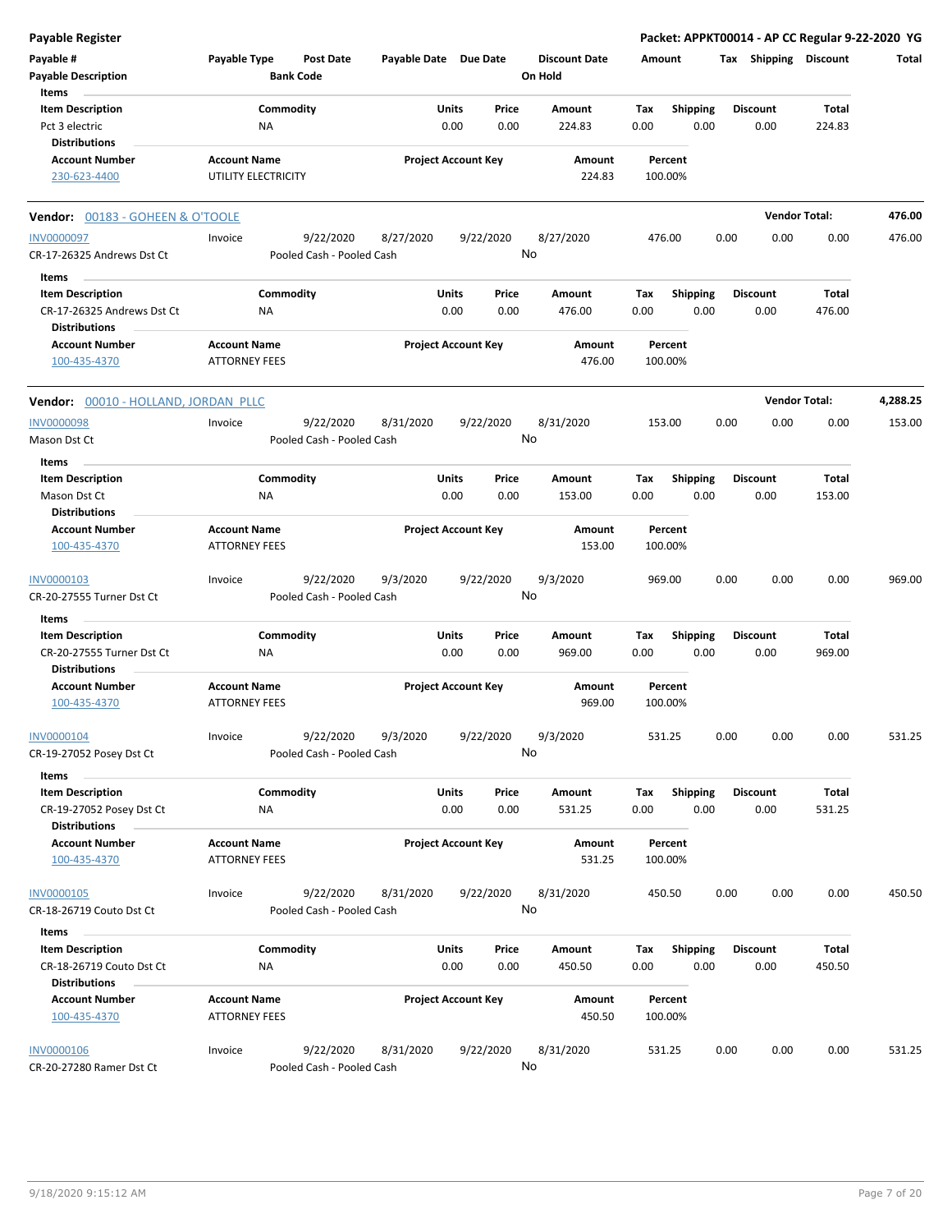| Item Description | Commodity | Units | Price | Amount | Tax | Shipping | Discount | Total |
|---|---|---|---|---|---|---|---|---|
| Pct 3 electric | NA | 0.00 | 0.00 | 224.83 | 0.00 | 0.00 | 0.00 | 224.83 |

**Distributions**

| Account Number | Account Name | Project Account Key | Amount | Percent |
|---|---|---|---|---|
| 230-623-4400 | UTILITY ELECTRICITY | | 224.83 | 100.00% |

## Vendor: 00183 - GOHEEN & O'TOOLE

**Vendor Total: 476.00**

| Payable # | Payable Type | Post Date | Payable Date | Due Date | Discount Date | Amount | Tax | Shipping | Discount | Total |
|---|---|---|---|---|---|---|---|---|---|---|
| INV0000097 | Invoice | 9/22/2020 | 8/27/2020 | 9/22/2020 | 8/27/2020 | 476.00 | 0.00 | 0.00 | 0.00 | 476.00 |

CR-17-26325 Andrews Dst Ct — Pooled Cash - Pooled Cash — On Hold: No

**Items**

| Item Description | Commodity | Units | Price | Amount | Tax | Shipping | Discount | Total |
|---|---|---|---|---|---|---|---|---|
| CR-17-26325 Andrews Dst Ct | NA | 0.00 | 0.00 | 476.00 | 0.00 | 0.00 | 0.00 | 476.00 |

**Distributions**

| Account Number | Account Name | Project Account Key | Amount | Percent |
|---|---|---|---|---|
| 100-435-4370 | ATTORNEY FEES | | 476.00 | 100.00% |

## Vendor: 00010 - HOLLAND, JORDAN PLLC

**Vendor Total: 4,288.25**

| Payable # | Payable Type | Post Date | Payable Date | Due Date | Discount Date | Amount | Tax | Shipping | Discount | Total |
|---|---|---|---|---|---|---|---|---|---|---|
| INV0000098 | Invoice | 9/22/2020 | 8/31/2020 | 9/22/2020 | 8/31/2020 | 153.00 | 0.00 | 0.00 | 0.00 | 153.00 |

Mason Dst Ct — Pooled Cash - Pooled Cash — On Hold: No

**Items**

| Item Description | Commodity | Units | Price | Amount | Tax | Shipping | Discount | Total |
|---|---|---|---|---|---|---|---|---|
| Mason Dst Ct | NA | 0.00 | 0.00 | 153.00 | 0.00 | 0.00 | 0.00 | 153.00 |

**Distributions**

| Account Number | Account Name | Project Account Key | Amount | Percent |
|---|---|---|---|---|
| 100-435-4370 | ATTORNEY FEES | | 153.00 | 100.00% |

| Payable # | Payable Type | Post Date | Payable Date | Due Date | Discount Date | Amount | Tax | Shipping | Discount | Total |
|---|---|---|---|---|---|---|---|---|---|---|
| INV0000103 | Invoice | 9/22/2020 | 9/3/2020 | 9/22/2020 | 9/3/2020 | 969.00 | 0.00 | 0.00 | 0.00 | 969.00 |

CR-20-27555 Turner Dst Ct — Pooled Cash - Pooled Cash — On Hold: No

**Items**

| Item Description | Commodity | Units | Price | Amount | Tax | Shipping | Discount | Total |
|---|---|---|---|---|---|---|---|---|
| CR-20-27555 Turner Dst Ct | NA | 0.00 | 0.00 | 969.00 | 0.00 | 0.00 | 0.00 | 969.00 |

**Distributions**

| Account Number | Account Name | Project Account Key | Amount | Percent |
|---|---|---|---|---|
| 100-435-4370 | ATTORNEY FEES | | 969.00 | 100.00% |

| Payable # | Payable Type | Post Date | Payable Date | Due Date | Discount Date | Amount | Tax | Shipping | Discount | Total |
|---|---|---|---|---|---|---|---|---|---|---|
| INV0000104 | Invoice | 9/22/2020 | 9/3/2020 | 9/22/2020 | 9/3/2020 | 531.25 | 0.00 | 0.00 | 0.00 | 531.25 |

CR-19-27052 Posey Dst Ct — Pooled Cash - Pooled Cash — On Hold: No

**Items**

| Item Description | Commodity | Units | Price | Amount | Tax | Shipping | Discount | Total |
|---|---|---|---|---|---|---|---|---|
| CR-19-27052 Posey Dst Ct | NA | 0.00 | 0.00 | 531.25 | 0.00 | 0.00 | 0.00 | 531.25 |

**Distributions**

| Account Number | Account Name | Project Account Key | Amount | Percent |
|---|---|---|---|---|
| 100-435-4370 | ATTORNEY FEES | | 531.25 | 100.00% |

| Payable # | Payable Type | Post Date | Payable Date | Due Date | Discount Date | Amount | Tax | Shipping | Discount | Total |
|---|---|---|---|---|---|---|---|---|---|---|
| INV0000105 | Invoice | 9/22/2020 | 8/31/2020 | 9/22/2020 | 8/31/2020 | 450.50 | 0.00 | 0.00 | 0.00 | 450.50 |

CR-18-26719 Couto Dst Ct — Pooled Cash - Pooled Cash — On Hold: No

**Items**

| Item Description | Commodity | Units | Price | Amount | Tax | Shipping | Discount | Total |
|---|---|---|---|---|---|---|---|---|
| CR-18-26719 Couto Dst Ct | NA | 0.00 | 0.00 | 450.50 | 0.00 | 0.00 | 0.00 | 450.50 |

**Distributions**

| Account Number | Account Name | Project Account Key | Amount | Percent |
|---|---|---|---|---|
| 100-435-4370 | ATTORNEY FEES | | 450.50 | 100.00% |

| Payable # | Payable Type | Post Date | Payable Date | Due Date | Discount Date | Amount | Tax | Shipping | Discount | Total |
|---|---|---|---|---|---|---|---|---|---|---|
| INV0000106 | Invoice | 9/22/2020 | 8/31/2020 | 9/22/2020 | 8/31/2020 | 531.25 | 0.00 | 0.00 | 0.00 | 531.25 |

CR-20-27280 Ramer Dst Ct — Pooled Cash - Pooled Cash — On Hold: No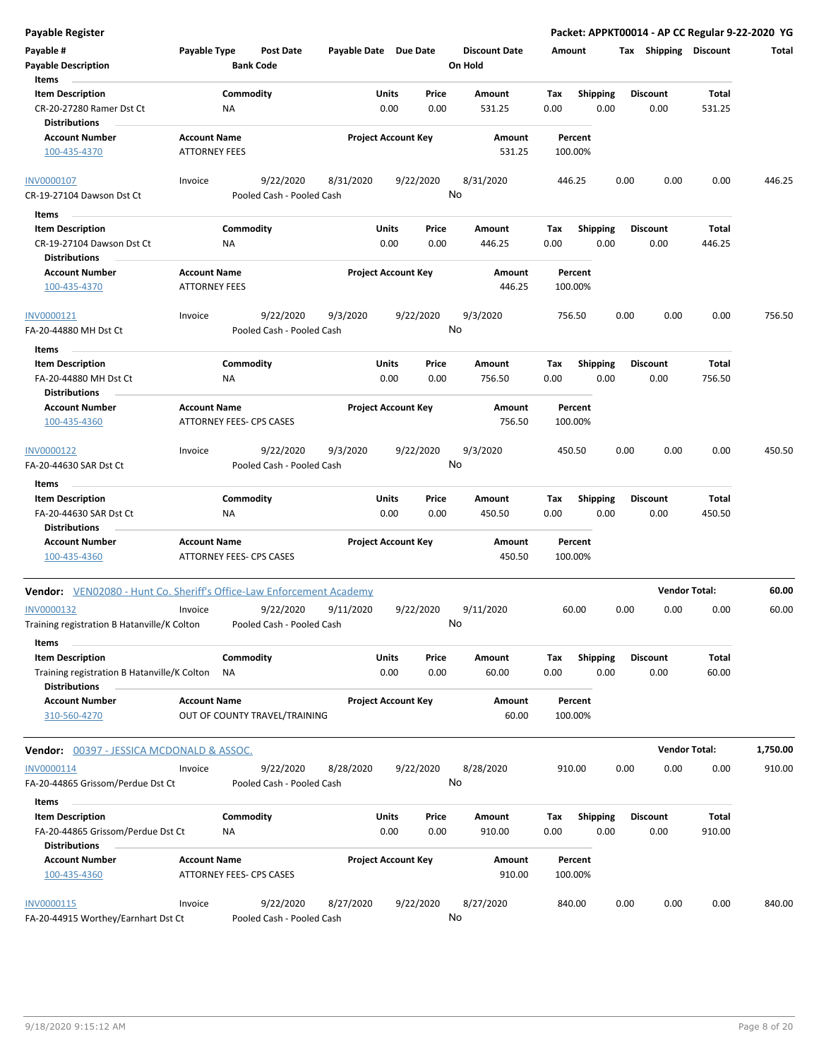**Payable Register** — **Packet: APPKT00014 - AP CC Regular 9-22-2020 YG**

| Payable # | Payable Type | Post Date | Payable Date | Due Date | Discount Date | Amount | Tax | Shipping | Discount | Total |
|---|---|---|---|---|---|---|---|---|---|---|
| Payable Description | | Bank Code | | | On Hold | | | | | |

**Items**

| Item Description | Commodity | Units | Price | Amount | Tax | Shipping | Discount | Total |
|---|---|---|---|---|---|---|---|---|
| CR-20-27280 Ramer Dst Ct | NA | 0.00 | 0.00 | 531.25 | 0.00 | 0.00 | 0.00 | 531.25 |

**Distributions**

| Account Number | Account Name | Project Account Key | Amount | Percent |
|---|---|---|---|---|
| 100-435-4370 | ATTORNEY FEES | | 531.25 | 100.00% |

| Payable # | Payable Type | Post Date | Payable Date | Due Date | Discount Date | Amount | Tax | Shipping | Discount | Total |
|---|---|---|---|---|---|---|---|---|---|---|
| INV0000107 | Invoice | 9/22/2020 | 8/31/2020 | 9/22/2020 | 8/31/2020 | 446.25 | 0.00 | 0.00 | 0.00 | 446.25 |
| CR-19-27104 Dawson Dst Ct | | Pooled Cash - Pooled Cash | | | No | | | | | |

**Items**

| Item Description | Commodity | Units | Price | Amount | Tax | Shipping | Discount | Total |
|---|---|---|---|---|---|---|---|---|
| CR-19-27104 Dawson Dst Ct | NA | 0.00 | 0.00 | 446.25 | 0.00 | 0.00 | 0.00 | 446.25 |

**Distributions**

| Account Number | Account Name | Project Account Key | Amount | Percent |
|---|---|---|---|---|
| 100-435-4370 | ATTORNEY FEES | | 446.25 | 100.00% |

| Payable # | Payable Type | Post Date | Payable Date | Due Date | Discount Date | Amount | Tax | Shipping | Discount | Total |
|---|---|---|---|---|---|---|---|---|---|---|
| INV0000121 | Invoice | 9/22/2020 | 9/3/2020 | 9/22/2020 | 9/3/2020 | 756.50 | 0.00 | 0.00 | 0.00 | 756.50 |
| FA-20-44880 MH Dst Ct | | Pooled Cash - Pooled Cash | | | No | | | | | |

**Items**

| Item Description | Commodity | Units | Price | Amount | Tax | Shipping | Discount | Total |
|---|---|---|---|---|---|---|---|---|
| FA-20-44880 MH Dst Ct | NA | 0.00 | 0.00 | 756.50 | 0.00 | 0.00 | 0.00 | 756.50 |

**Distributions**

| Account Number | Account Name | Project Account Key | Amount | Percent |
|---|---|---|---|---|
| 100-435-4360 | ATTORNEY FEES- CPS CASES | | 756.50 | 100.00% |

| Payable # | Payable Type | Post Date | Payable Date | Due Date | Discount Date | Amount | Tax | Shipping | Discount | Total |
|---|---|---|---|---|---|---|---|---|---|---|
| INV0000122 | Invoice | 9/22/2020 | 9/3/2020 | 9/22/2020 | 9/3/2020 | 450.50 | 0.00 | 0.00 | 0.00 | 450.50 |
| FA-20-44630 SAR Dst Ct | | Pooled Cash - Pooled Cash | | | No | | | | | |

**Items**

| Item Description | Commodity | Units | Price | Amount | Tax | Shipping | Discount | Total |
|---|---|---|---|---|---|---|---|---|
| FA-20-44630 SAR Dst Ct | NA | 0.00 | 0.00 | 450.50 | 0.00 | 0.00 | 0.00 | 450.50 |

**Distributions**

| Account Number | Account Name | Project Account Key | Amount | Percent |
|---|---|---|---|---|
| 100-435-4360 | ATTORNEY FEES- CPS CASES | | 450.50 | 100.00% |

**Vendor:** VEN02080 - Hunt Co. Sheriff's Office-Law Enforcement Academy — **Vendor Total: 60.00**

| Payable # | Payable Type | Post Date | Payable Date | Due Date | Discount Date | Amount | Tax | Shipping | Discount | Total |
|---|---|---|---|---|---|---|---|---|---|---|
| INV0000132 | Invoice | 9/22/2020 | 9/11/2020 | 9/22/2020 | 9/11/2020 | 60.00 | 0.00 | 0.00 | 0.00 | 60.00 |
| Training registration B Hatanville/K Colton | | Pooled Cash - Pooled Cash | | | No | | | | | |

**Items**

| Item Description | Commodity | Units | Price | Amount | Tax | Shipping | Discount | Total |
|---|---|---|---|---|---|---|---|---|
| Training registration B Hatanville/K Colton | NA | 0.00 | 0.00 | 60.00 | 0.00 | 0.00 | 0.00 | 60.00 |

**Distributions**

| Account Number | Account Name | Project Account Key | Amount | Percent |
|---|---|---|---|---|
| 310-560-4270 | OUT OF COUNTY TRAVEL/TRAINING | | 60.00 | 100.00% |

**Vendor:** 00397 - JESSICA MCDONALD & ASSOC. — **Vendor Total: 1,750.00**

| Payable # | Payable Type | Post Date | Payable Date | Due Date | Discount Date | Amount | Tax | Shipping | Discount | Total |
|---|---|---|---|---|---|---|---|---|---|---|
| INV0000114 | Invoice | 9/22/2020 | 8/28/2020 | 9/22/2020 | 8/28/2020 | 910.00 | 0.00 | 0.00 | 0.00 | 910.00 |
| FA-20-44865 Grissom/Perdue Dst Ct | | Pooled Cash - Pooled Cash | | | No | | | | | |

**Items**

| Item Description | Commodity | Units | Price | Amount | Tax | Shipping | Discount | Total |
|---|---|---|---|---|---|---|---|---|
| FA-20-44865 Grissom/Perdue Dst Ct | NA | 0.00 | 0.00 | 910.00 | 0.00 | 0.00 | 0.00 | 910.00 |

**Distributions**

| Account Number | Account Name | Project Account Key | Amount | Percent |
|---|---|---|---|---|
| 100-435-4360 | ATTORNEY FEES- CPS CASES | | 910.00 | 100.00% |

| Payable # | Payable Type | Post Date | Payable Date | Due Date | Discount Date | Amount | Tax | Shipping | Discount | Total |
|---|---|---|---|---|---|---|---|---|---|---|
| INV0000115 | Invoice | 9/22/2020 | 8/27/2020 | 9/22/2020 | 8/27/2020 | 840.00 | 0.00 | 0.00 | 0.00 | 840.00 |
| FA-20-44915 Worthey/Earnhart Dst Ct | | Pooled Cash - Pooled Cash | | | No | | | | | |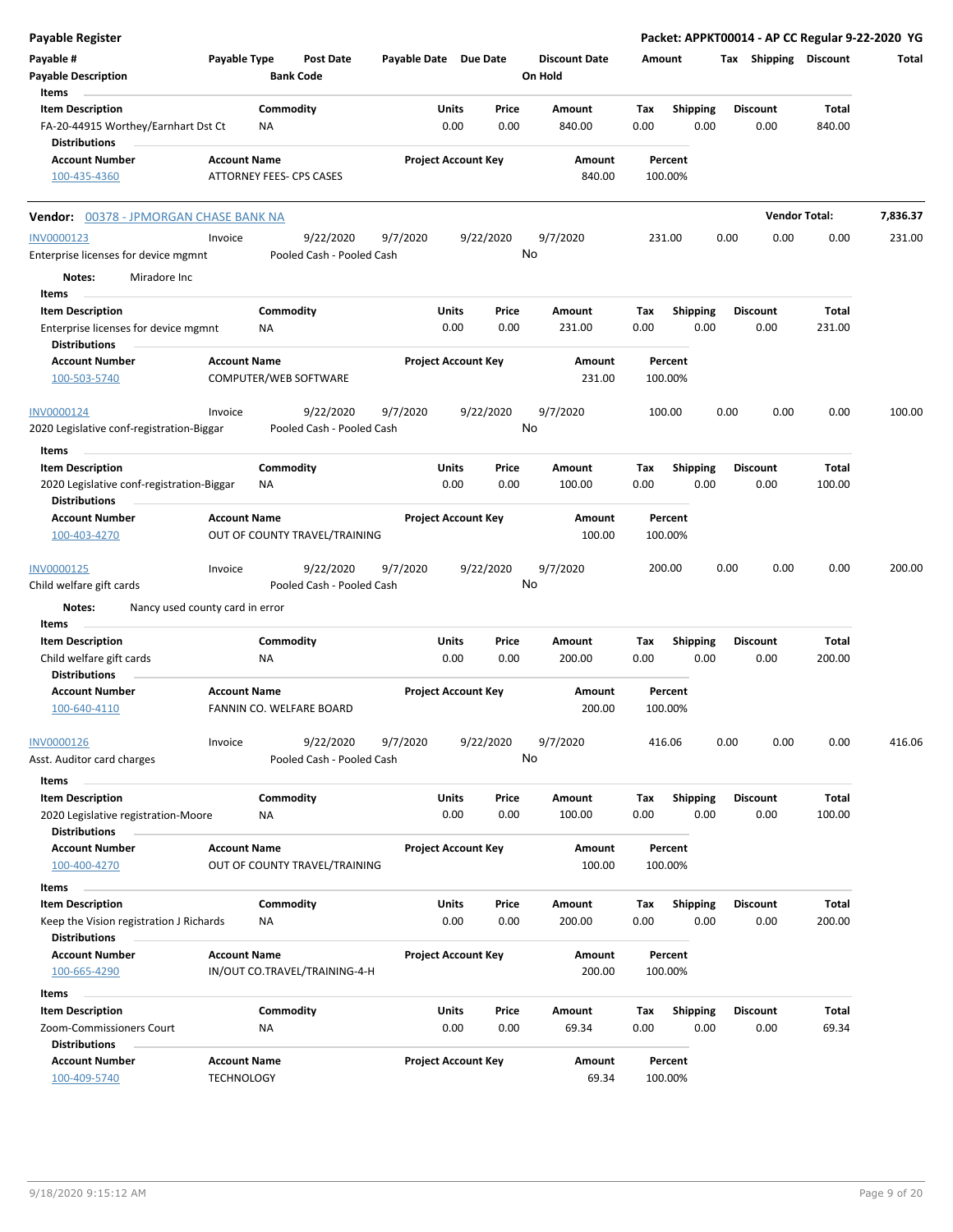**Payable Register** | **Packet: APPKT00014 - AP CC Regular 9-22-2020 YG**

| Payable # | Payable Type | Post Date | Payable Date | Due Date | Discount Date | Amount | Tax | Shipping | Discount | Total |
|---|---|---|---|---|---|---|---|---|---|---|
| Payable Description | | Bank Code | | | On Hold | | | | | |

**Items**

| Item Description | Commodity | Units | Price | Amount | Tax | Shipping | Discount | Total |
|---|---|---|---|---|---|---|---|---|
| FA-20-44915 Worthey/Earnhart Dst Ct | NA | 0.00 | 0.00 | 840.00 | 0.00 | 0.00 | 0.00 | 840.00 |

**Distributions**

| Account Number | Account Name | Project Account Key | Amount | Percent |
|---|---|---|---|---|
| 100-435-4360 | ATTORNEY FEES- CPS CASES | | 840.00 | 100.00% |

---

**Vendor:** 00378 - JPMORGAN CHASE BANK NA — **Vendor Total:** 7,836.37

| Payable # | Payable Type | Post Date | Payable Date | Due Date | Discount Date | Amount | Tax | Shipping | Discount | Total |
|---|---|---|---|---|---|---|---|---|---|---|
| INV0000123 | Invoice | 9/22/2020 | 9/7/2020 | 9/22/2020 | 9/7/2020 | 231.00 | 0.00 | 0.00 | 0.00 | 231.00 |
| Enterprise licenses for device mgmnt | | Pooled Cash - Pooled Cash | | | No | | | | | |

**Notes:** Miradore Inc

**Items**

| Item Description | Commodity | Units | Price | Amount | Tax | Shipping | Discount | Total |
|---|---|---|---|---|---|---|---|---|
| Enterprise licenses for device mgmnt | NA | 0.00 | 0.00 | 231.00 | 0.00 | 0.00 | 0.00 | 231.00 |

**Distributions**

| Account Number | Account Name | Project Account Key | Amount | Percent |
|---|---|---|---|---|
| 100-503-5740 | COMPUTER/WEB SOFTWARE | | 231.00 | 100.00% |

| Payable # | Payable Type | Post Date | Payable Date | Due Date | Discount Date | Amount | Tax | Shipping | Discount | Total |
|---|---|---|---|---|---|---|---|---|---|---|
| INV0000124 | Invoice | 9/22/2020 | 9/7/2020 | 9/22/2020 | 9/7/2020 | 100.00 | 0.00 | 0.00 | 0.00 | 100.00 |
| 2020 Legislative conf-registration-Biggar | | Pooled Cash - Pooled Cash | | | No | | | | | |

**Items**

| Item Description | Commodity | Units | Price | Amount | Tax | Shipping | Discount | Total |
|---|---|---|---|---|---|---|---|---|
| 2020 Legislative conf-registration-Biggar | NA | 0.00 | 0.00 | 100.00 | 0.00 | 0.00 | 0.00 | 100.00 |

**Distributions**

| Account Number | Account Name | Project Account Key | Amount | Percent |
|---|---|---|---|---|
| 100-403-4270 | OUT OF COUNTY TRAVEL/TRAINING | | 100.00 | 100.00% |

| Payable # | Payable Type | Post Date | Payable Date | Due Date | Discount Date | Amount | Tax | Shipping | Discount | Total |
|---|---|---|---|---|---|---|---|---|---|---|
| INV0000125 | Invoice | 9/22/2020 | 9/7/2020 | 9/22/2020 | 9/7/2020 | 200.00 | 0.00 | 0.00 | 0.00 | 200.00 |
| Child welfare gift cards | | Pooled Cash - Pooled Cash | | | No | | | | | |

**Notes:** Nancy used county card in error

**Items**

| Item Description | Commodity | Units | Price | Amount | Tax | Shipping | Discount | Total |
|---|---|---|---|---|---|---|---|---|
| Child welfare gift cards | NA | 0.00 | 0.00 | 200.00 | 0.00 | 0.00 | 0.00 | 200.00 |

**Distributions**

| Account Number | Account Name | Project Account Key | Amount | Percent |
|---|---|---|---|---|
| 100-640-4110 | FANNIN CO. WELFARE BOARD | | 200.00 | 100.00% |

| Payable # | Payable Type | Post Date | Payable Date | Due Date | Discount Date | Amount | Tax | Shipping | Discount | Total |
|---|---|---|---|---|---|---|---|---|---|---|
| INV0000126 | Invoice | 9/22/2020 | 9/7/2020 | 9/22/2020 | 9/7/2020 | 416.06 | 0.00 | 0.00 | 0.00 | 416.06 |
| Asst. Auditor card charges | | Pooled Cash - Pooled Cash | | | No | | | | | |

**Items**

| Item Description | Commodity | Units | Price | Amount | Tax | Shipping | Discount | Total |
|---|---|---|---|---|---|---|---|---|
| 2020 Legislative registration-Moore | NA | 0.00 | 0.00 | 100.00 | 0.00 | 0.00 | 0.00 | 100.00 |

**Distributions**

| Account Number | Account Name | Project Account Key | Amount | Percent |
|---|---|---|---|---|
| 100-400-4270 | OUT OF COUNTY TRAVEL/TRAINING | | 100.00 | 100.00% |

**Items**

| Item Description | Commodity | Units | Price | Amount | Tax | Shipping | Discount | Total |
|---|---|---|---|---|---|---|---|---|
| Keep the Vision registration J Richards | NA | 0.00 | 0.00 | 200.00 | 0.00 | 0.00 | 0.00 | 200.00 |

**Distributions**

| Account Number | Account Name | Project Account Key | Amount | Percent |
|---|---|---|---|---|
| 100-665-4290 | IN/OUT CO.TRAVEL/TRAINING-4-H | | 200.00 | 100.00% |

**Items**

| Item Description | Commodity | Units | Price | Amount | Tax | Shipping | Discount | Total |
|---|---|---|---|---|---|---|---|---|
| Zoom-Commissioners Court | NA | 0.00 | 0.00 | 69.34 | 0.00 | 0.00 | 0.00 | 69.34 |

**Distributions**

| Account Number | Account Name | Project Account Key | Amount | Percent |
|---|---|---|---|---|
| 100-409-5740 | TECHNOLOGY | | 69.34 | 100.00% |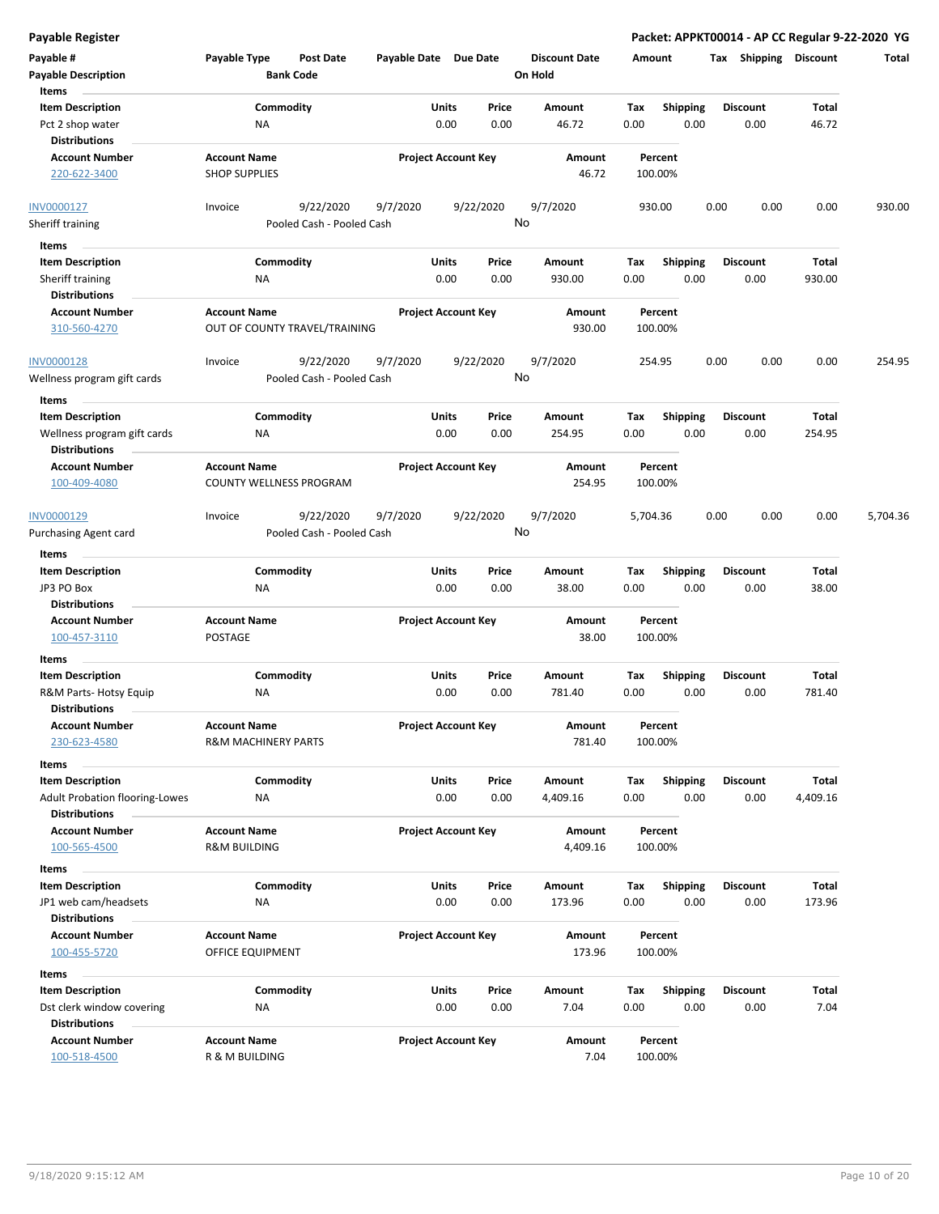**Payable Register**

**Packet: APPKT00014 - AP CC Regular 9-22-2020 YG**

| Payable # | Payable Type | Post Date | Payable Date | Due Date | Discount Date | Amount | Tax | Shipping | Discount | Total |
|---|---|---|---|---|---|---|---|---|---|---|
| **Payable Description** | | **Bank Code** | | | **On Hold** | | | | | |

**Items**

| Item Description | Commodity | Units | Price | Amount | Tax | Shipping | Discount | Total |
|---|---|---|---|---|---|---|---|---|
| Pct 2 shop water | NA | 0.00 | 0.00 | 46.72 | 0.00 | 0.00 | 0.00 | 46.72 |

**Distributions**

| Account Number | Account Name | Project Account Key | Amount | Percent |
|---|---|---|---|---|
| 220-622-3400 | SHOP SUPPLIES | | 46.72 | 100.00% |

| Payable # | Payable Type | Post Date | Payable Date | Due Date | Discount Date | Amount | Tax | Shipping | Discount | Total |
|---|---|---|---|---|---|---|---|---|---|---|
| INV0000127 | Invoice | 9/22/2020 | 9/7/2020 | 9/22/2020 | 9/7/2020 | 930.00 | 0.00 | 0.00 | 0.00 | 930.00 |
| Sheriff training | | Pooled Cash - Pooled Cash | | | No | | | | | |

**Items**

| Item Description | Commodity | Units | Price | Amount | Tax | Shipping | Discount | Total |
|---|---|---|---|---|---|---|---|---|
| Sheriff training | NA | 0.00 | 0.00 | 930.00 | 0.00 | 0.00 | 0.00 | 930.00 |

**Distributions**

| Account Number | Account Name | Project Account Key | Amount | Percent |
|---|---|---|---|---|
| 310-560-4270 | OUT OF COUNTY TRAVEL/TRAINING | | 930.00 | 100.00% |

| Payable # | Payable Type | Post Date | Payable Date | Due Date | Discount Date | Amount | Tax | Shipping | Discount | Total |
|---|---|---|---|---|---|---|---|---|---|---|
| INV0000128 | Invoice | 9/22/2020 | 9/7/2020 | 9/22/2020 | 9/7/2020 | 254.95 | 0.00 | 0.00 | 0.00 | 254.95 |
| Wellness program gift cards | | Pooled Cash - Pooled Cash | | | No | | | | | |

**Items**

| Item Description | Commodity | Units | Price | Amount | Tax | Shipping | Discount | Total |
|---|---|---|---|---|---|---|---|---|
| Wellness program gift cards | NA | 0.00 | 0.00 | 254.95 | 0.00 | 0.00 | 0.00 | 254.95 |

**Distributions**

| Account Number | Account Name | Project Account Key | Amount | Percent |
|---|---|---|---|---|
| 100-409-4080 | COUNTY WELLNESS PROGRAM | | 254.95 | 100.00% |

| Payable # | Payable Type | Post Date | Payable Date | Due Date | Discount Date | Amount | Tax | Shipping | Discount | Total |
|---|---|---|---|---|---|---|---|---|---|---|
| INV0000129 | Invoice | 9/22/2020 | 9/7/2020 | 9/22/2020 | 9/7/2020 | 5,704.36 | 0.00 | 0.00 | 0.00 | 5,704.36 |
| Purchasing Agent card | | Pooled Cash - Pooled Cash | | | No | | | | | |

**Items**

| Item Description | Commodity | Units | Price | Amount | Tax | Shipping | Discount | Total |
|---|---|---|---|---|---|---|---|---|
| JP3 PO Box | NA | 0.00 | 0.00 | 38.00 | 0.00 | 0.00 | 0.00 | 38.00 |

**Distributions**

| Account Number | Account Name | Project Account Key | Amount | Percent |
|---|---|---|---|---|
| 100-457-3110 | POSTAGE | | 38.00 | 100.00% |

**Items**

| Item Description | Commodity | Units | Price | Amount | Tax | Shipping | Discount | Total |
|---|---|---|---|---|---|---|---|---|
| R&M Parts- Hotsy Equip | NA | 0.00 | 0.00 | 781.40 | 0.00 | 0.00 | 0.00 | 781.40 |

**Distributions**

| Account Number | Account Name | Project Account Key | Amount | Percent |
|---|---|---|---|---|
| 230-623-4580 | R&M MACHINERY PARTS | | 781.40 | 100.00% |

**Items**

| Item Description | Commodity | Units | Price | Amount | Tax | Shipping | Discount | Total |
|---|---|---|---|---|---|---|---|---|
| Adult Probation flooring-Lowes | NA | 0.00 | 0.00 | 4,409.16 | 0.00 | 0.00 | 0.00 | 4,409.16 |

**Distributions**

| Account Number | Account Name | Project Account Key | Amount | Percent |
|---|---|---|---|---|
| 100-565-4500 | R&M BUILDING | | 4,409.16 | 100.00% |

**Items**

| Item Description | Commodity | Units | Price | Amount | Tax | Shipping | Discount | Total |
|---|---|---|---|---|---|---|---|---|
| JP1 web cam/headsets | NA | 0.00 | 0.00 | 173.96 | 0.00 | 0.00 | 0.00 | 173.96 |

**Distributions**

| Account Number | Account Name | Project Account Key | Amount | Percent |
|---|---|---|---|---|
| 100-455-5720 | OFFICE EQUIPMENT | | 173.96 | 100.00% |

**Items**

| Item Description | Commodity | Units | Price | Amount | Tax | Shipping | Discount | Total |
|---|---|---|---|---|---|---|---|---|
| Dst clerk window covering | NA | 0.00 | 0.00 | 7.04 | 0.00 | 0.00 | 0.00 | 7.04 |

**Distributions**

| Account Number | Account Name | Project Account Key | Amount | Percent |
|---|---|---|---|---|
| 100-518-4500 | R & M BUILDING | | 7.04 | 100.00% |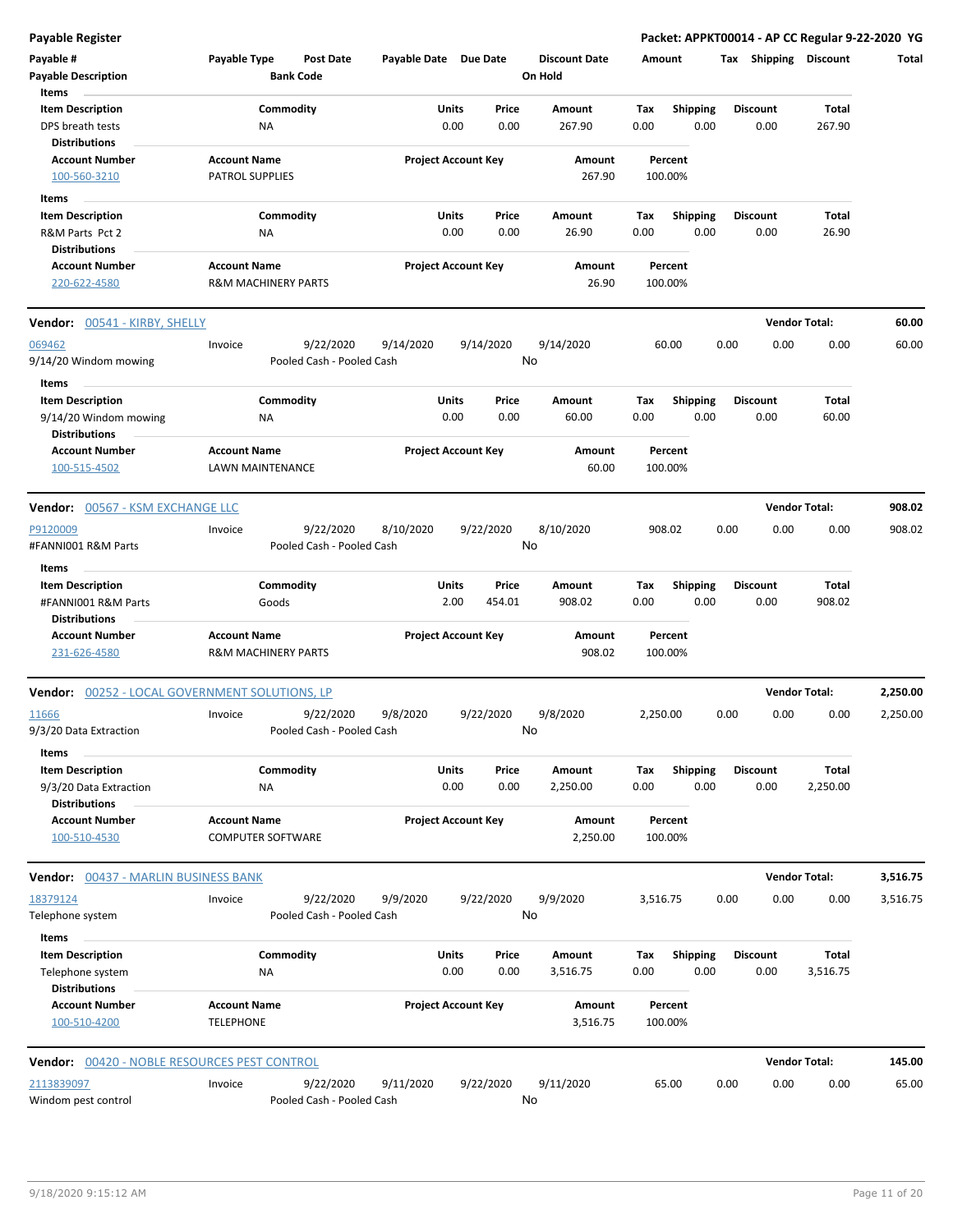**Payable Register** — **Packet: APPKT00014 - AP CC Regular 9-22-2020 YG**

| Payable # | Payable Type | Post Date | Payable Date | Due Date | Discount Date | Amount | Tax | Shipping | Discount | Total |
|---|---|---|---|---|---|---|---|---|---|---|
| Payable Description | | Bank Code | | | On Hold | | | | | |

**Items**

| Item Description | Commodity | Units | Price | Amount | Tax | Shipping | Discount | Total |
|---|---|---|---|---|---|---|---|---|
| DPS breath tests | NA | 0.00 | 0.00 | 267.90 | 0.00 | 0.00 | 0.00 | 267.90 |

**Distributions**

| Account Number | Account Name | Project Account Key | Amount | Percent |
|---|---|---|---|---|
| 100-560-3210 | PATROL SUPPLIES | | 267.90 | 100.00% |

**Items**

| Item Description | Commodity | Units | Price | Amount | Tax | Shipping | Discount | Total |
|---|---|---|---|---|---|---|---|---|
| R&M Parts Pct 2 | NA | 0.00 | 0.00 | 26.90 | 0.00 | 0.00 | 0.00 | 26.90 |

**Distributions**

| Account Number | Account Name | Project Account Key | Amount | Percent |
|---|---|---|---|---|
| 220-622-4580 | R&M MACHINERY PARTS | | 26.90 | 100.00% |

---

**Vendor: 00541 - KIRBY, SHELLY** — **Vendor Total: 60.00**

| Payable # | Payable Type | Post Date | Payable Date | Due Date | Discount Date | Amount | Tax | Shipping | Discount | Total |
|---|---|---|---|---|---|---|---|---|---|---|
| 069462 | Invoice | 9/22/2020 | 9/14/2020 | 9/14/2020 | 9/14/2020 | 60.00 | 0.00 | 0.00 | 0.00 | 60.00 |
| 9/14/20 Windom mowing | | Pooled Cash - Pooled Cash | | | No | | | | | |

**Items**

| Item Description | Commodity | Units | Price | Amount | Tax | Shipping | Discount | Total |
|---|---|---|---|---|---|---|---|---|
| 9/14/20 Windom mowing | NA | 0.00 | 0.00 | 60.00 | 0.00 | 0.00 | 0.00 | 60.00 |

**Distributions**

| Account Number | Account Name | Project Account Key | Amount | Percent |
|---|---|---|---|---|
| 100-515-4502 | LAWN MAINTENANCE | | 60.00 | 100.00% |

---

**Vendor: 00567 - KSM EXCHANGE LLC** — **Vendor Total: 908.02**

| Payable # | Payable Type | Post Date | Payable Date | Due Date | Discount Date | Amount | Tax | Shipping | Discount | Total |
|---|---|---|---|---|---|---|---|---|---|---|
| P9120009 | Invoice | 9/22/2020 | 8/10/2020 | 9/22/2020 | 8/10/2020 | 908.02 | 0.00 | 0.00 | 0.00 | 908.02 |
| #FANNI001 R&M Parts | | Pooled Cash - Pooled Cash | | | No | | | | | |

**Items**

| Item Description | Commodity | Units | Price | Amount | Tax | Shipping | Discount | Total |
|---|---|---|---|---|---|---|---|---|
| #FANNI001 R&M Parts | Goods | 2.00 | 454.01 | 908.02 | 0.00 | 0.00 | 0.00 | 908.02 |

**Distributions**

| Account Number | Account Name | Project Account Key | Amount | Percent |
|---|---|---|---|---|
| 231-626-4580 | R&M MACHINERY PARTS | | 908.02 | 100.00% |

---

**Vendor: 00252 - LOCAL GOVERNMENT SOLUTIONS, LP** — **Vendor Total: 2,250.00**

| Payable # | Payable Type | Post Date | Payable Date | Due Date | Discount Date | Amount | Tax | Shipping | Discount | Total |
|---|---|---|---|---|---|---|---|---|---|---|
| 11666 | Invoice | 9/22/2020 | 9/8/2020 | 9/22/2020 | 9/8/2020 | 2,250.00 | 0.00 | 0.00 | 0.00 | 2,250.00 |
| 9/3/20 Data Extraction | | Pooled Cash - Pooled Cash | | | No | | | | | |

**Items**

| Item Description | Commodity | Units | Price | Amount | Tax | Shipping | Discount | Total |
|---|---|---|---|---|---|---|---|---|
| 9/3/20 Data Extraction | NA | 0.00 | 0.00 | 2,250.00 | 0.00 | 0.00 | 0.00 | 2,250.00 |

**Distributions**

| Account Number | Account Name | Project Account Key | Amount | Percent |
|---|---|---|---|---|
| 100-510-4530 | COMPUTER SOFTWARE | | 2,250.00 | 100.00% |

---

**Vendor: 00437 - MARLIN BUSINESS BANK** — **Vendor Total: 3,516.75**

| Payable # | Payable Type | Post Date | Payable Date | Due Date | Discount Date | Amount | Tax | Shipping | Discount | Total |
|---|---|---|---|---|---|---|---|---|---|---|
| 18379124 | Invoice | 9/22/2020 | 9/9/2020 | 9/22/2020 | 9/9/2020 | 3,516.75 | 0.00 | 0.00 | 0.00 | 3,516.75 |
| Telephone system | | Pooled Cash - Pooled Cash | | | No | | | | | |

**Items**

| Item Description | Commodity | Units | Price | Amount | Tax | Shipping | Discount | Total |
|---|---|---|---|---|---|---|---|---|
| Telephone system | NA | 0.00 | 0.00 | 3,516.75 | 0.00 | 0.00 | 0.00 | 3,516.75 |

**Distributions**

| Account Number | Account Name | Project Account Key | Amount | Percent |
|---|---|---|---|---|
| 100-510-4200 | TELEPHONE | | 3,516.75 | 100.00% |

---

**Vendor: 00420 - NOBLE RESOURCES PEST CONTROL** — **Vendor Total: 145.00**

| Payable # | Payable Type | Post Date | Payable Date | Due Date | Discount Date | Amount | Tax | Shipping | Discount | Total |
|---|---|---|---|---|---|---|---|---|---|---|
| 2113839097 | Invoice | 9/22/2020 | 9/11/2020 | 9/22/2020 | 9/11/2020 | 65.00 | 0.00 | 0.00 | 0.00 | 65.00 |
| Windom pest control | | Pooled Cash - Pooled Cash | | | No | | | | | |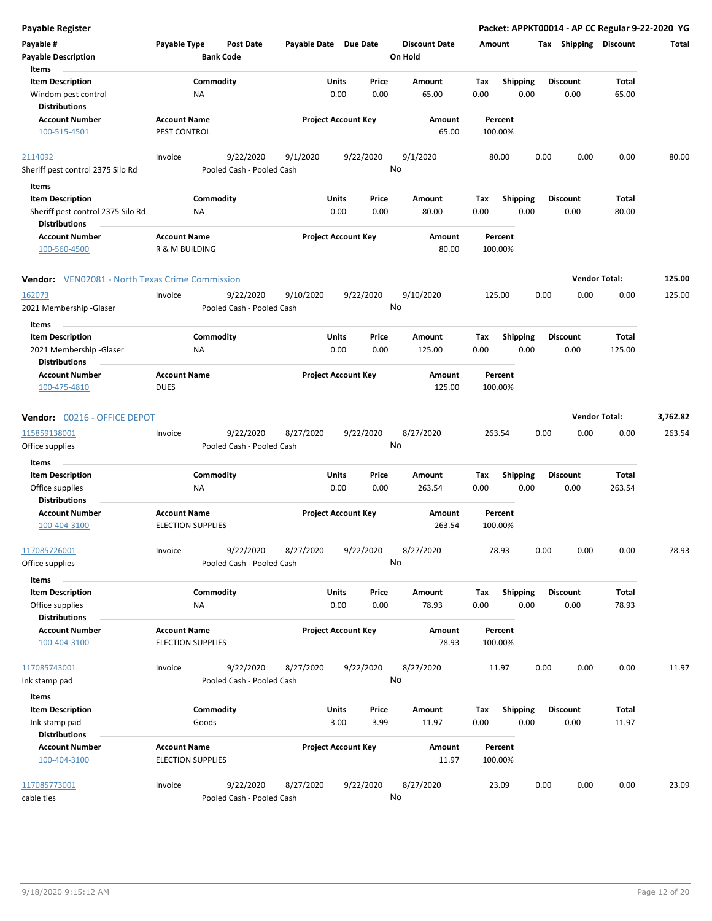**Payable Register** — **Packet: APPKT00014 - AP CC Regular 9-22-2020 YG**

| Payable # | Payable Type | Post Date | Payable Date | Due Date | Discount Date | Amount | Tax | Shipping | Discount | Total |
|---|---|---|---|---|---|---|---|---|---|---|
| Payable Description | | Bank Code | | | On Hold | | | | | |

Items

| Item Description | Commodity | Units | Price | Amount | Tax | Shipping | Discount | Total |
|---|---|---|---|---|---|---|---|---|
| Windom pest control | NA | 0.00 | 0.00 | 65.00 | 0.00 | 0.00 | 0.00 | 65.00 |

Distributions

| Account Number | Account Name | Project Account Key | Amount | Percent |
|---|---|---|---|---|
| 100-515-4501 | PEST CONTROL | | 65.00 | 100.00% |

| Payable # | Payable Type | Post Date | Payable Date | Due Date | Discount Date | Amount | Tax | Shipping | Discount | Total |
|---|---|---|---|---|---|---|---|---|---|---|
| 2114092 | Invoice | 9/22/2020 | 9/1/2020 | 9/22/2020 | 9/1/2020 | 80.00 | 0.00 | 0.00 | 0.00 | 80.00 |
| Sheriff pest control 2375 Silo Rd | | Pooled Cash - Pooled Cash | | | No | | | | | |

Items

| Item Description | Commodity | Units | Price | Amount | Tax | Shipping | Discount | Total |
|---|---|---|---|---|---|---|---|---|
| Sheriff pest control 2375 Silo Rd | NA | 0.00 | 0.00 | 80.00 | 0.00 | 0.00 | 0.00 | 80.00 |

Distributions

| Account Number | Account Name | Project Account Key | Amount | Percent |
|---|---|---|---|---|
| 100-560-4500 | R & M BUILDING | | 80.00 | 100.00% |

**Vendor:** VEN02081 - North Texas Crime Commission — **Vendor Total: 125.00**

| Payable # | Payable Type | Post Date | Payable Date | Due Date | Discount Date | Amount | Tax | Shipping | Discount | Total |
|---|---|---|---|---|---|---|---|---|---|---|
| 162073 | Invoice | 9/22/2020 | 9/10/2020 | 9/22/2020 | 9/10/2020 | 125.00 | 0.00 | 0.00 | 0.00 | 125.00 |
| 2021 Membership -Glaser | | Pooled Cash - Pooled Cash | | | No | | | | | |

Items

| Item Description | Commodity | Units | Price | Amount | Tax | Shipping | Discount | Total |
|---|---|---|---|---|---|---|---|---|
| 2021 Membership -Glaser | NA | 0.00 | 0.00 | 125.00 | 0.00 | 0.00 | 0.00 | 125.00 |

Distributions

| Account Number | Account Name | Project Account Key | Amount | Percent |
|---|---|---|---|---|
| 100-475-4810 | DUES | | 125.00 | 100.00% |

**Vendor:** 00216 - OFFICE DEPOT — **Vendor Total: 3,762.82**

| Payable # | Payable Type | Post Date | Payable Date | Due Date | Discount Date | Amount | Tax | Shipping | Discount | Total |
|---|---|---|---|---|---|---|---|---|---|---|
| 115859138001 | Invoice | 9/22/2020 | 8/27/2020 | 9/22/2020 | 8/27/2020 | 263.54 | 0.00 | 0.00 | 0.00 | 263.54 |
| Office supplies | | Pooled Cash - Pooled Cash | | | No | | | | | |

Items

| Item Description | Commodity | Units | Price | Amount | Tax | Shipping | Discount | Total |
|---|---|---|---|---|---|---|---|---|
| Office supplies | NA | 0.00 | 0.00 | 263.54 | 0.00 | 0.00 | 0.00 | 263.54 |

Distributions

| Account Number | Account Name | Project Account Key | Amount | Percent |
|---|---|---|---|---|
| 100-404-3100 | ELECTION SUPPLIES | | 263.54 | 100.00% |

| Payable # | Payable Type | Post Date | Payable Date | Due Date | Discount Date | Amount | Tax | Shipping | Discount | Total |
|---|---|---|---|---|---|---|---|---|---|---|
| 117085726001 | Invoice | 9/22/2020 | 8/27/2020 | 9/22/2020 | 8/27/2020 | 78.93 | 0.00 | 0.00 | 0.00 | 78.93 |
| Office supplies | | Pooled Cash - Pooled Cash | | | No | | | | | |

Items

| Item Description | Commodity | Units | Price | Amount | Tax | Shipping | Discount | Total |
|---|---|---|---|---|---|---|---|---|
| Office supplies | NA | 0.00 | 0.00 | 78.93 | 0.00 | 0.00 | 0.00 | 78.93 |

Distributions

| Account Number | Account Name | Project Account Key | Amount | Percent |
|---|---|---|---|---|
| 100-404-3100 | ELECTION SUPPLIES | | 78.93 | 100.00% |

| Payable # | Payable Type | Post Date | Payable Date | Due Date | Discount Date | Amount | Tax | Shipping | Discount | Total |
|---|---|---|---|---|---|---|---|---|---|---|
| 117085743001 | Invoice | 9/22/2020 | 8/27/2020 | 9/22/2020 | 8/27/2020 | 11.97 | 0.00 | 0.00 | 0.00 | 11.97 |
| Ink stamp pad | | Pooled Cash - Pooled Cash | | | No | | | | | |

Items

| Item Description | Commodity | Units | Price | Amount | Tax | Shipping | Discount | Total |
|---|---|---|---|---|---|---|---|---|
| Ink stamp pad | Goods | 3.00 | 3.99 | 11.97 | 0.00 | 0.00 | 0.00 | 11.97 |

Distributions

| Account Number | Account Name | Project Account Key | Amount | Percent |
|---|---|---|---|---|
| 100-404-3100 | ELECTION SUPPLIES | | 11.97 | 100.00% |

| Payable # | Payable Type | Post Date | Payable Date | Due Date | Discount Date | Amount | Tax | Shipping | Discount | Total |
|---|---|---|---|---|---|---|---|---|---|---|
| 117085773001 | Invoice | 9/22/2020 | 8/27/2020 | 9/22/2020 | 8/27/2020 | 23.09 | 0.00 | 0.00 | 0.00 | 23.09 |
| cable ties | | Pooled Cash - Pooled Cash | | | No | | | | | |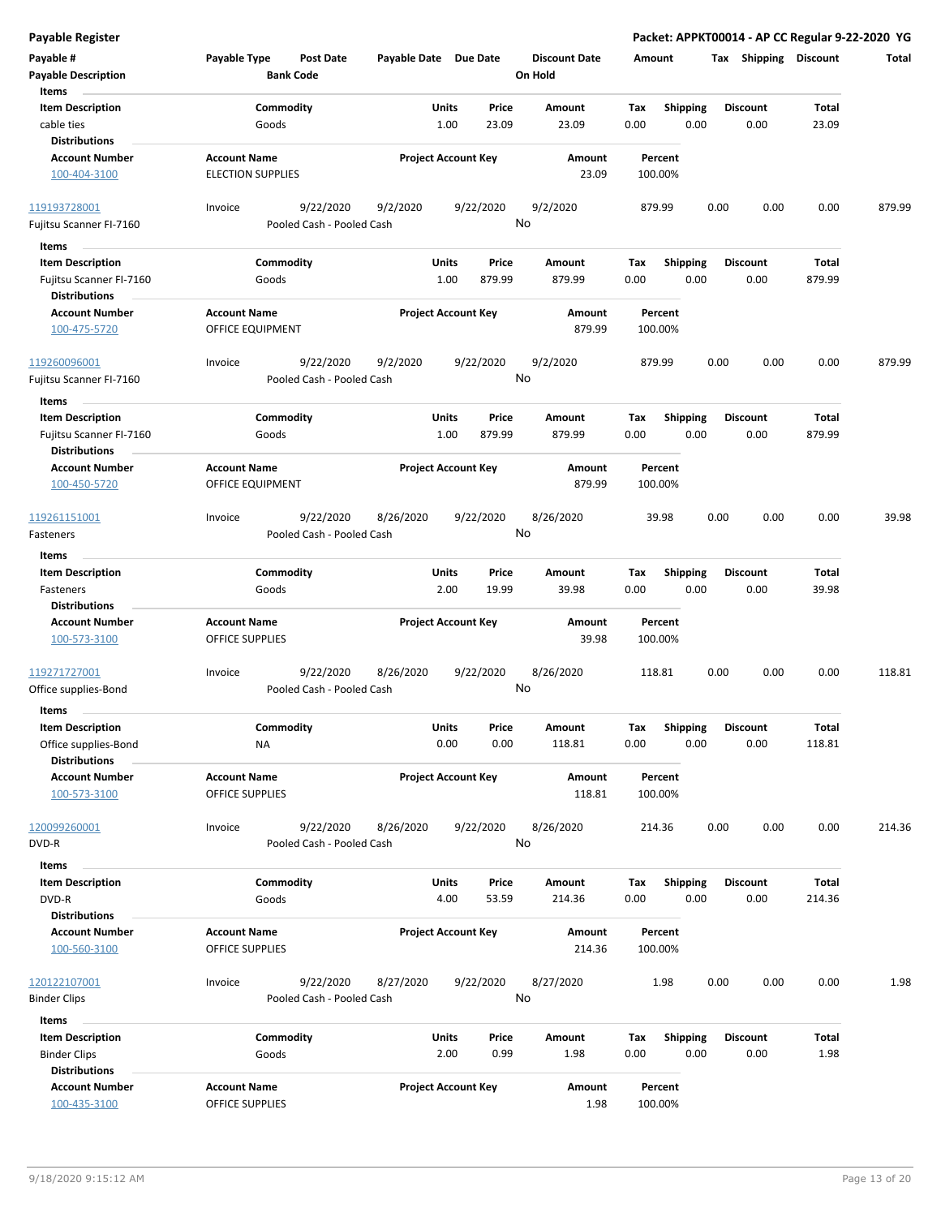**Payable Register** — **Packet: APPKT00014 - AP CC Regular 9-22-2020 YG**

| Payable # | Payable Type | Post Date | Payable Date | Due Date | Discount Date | Amount | Tax | Shipping | Discount | Total |
|---|---|---|---|---|---|---|---|---|---|---|
| **Payable Description** | | **Bank Code** | | | **On Hold** | | | | | |

**Items**

| Item Description | Commodity | Units | Price | Amount | Tax | Shipping | Discount | Total |
|---|---|---|---|---|---|---|---|---|
| cable ties | Goods | 1.00 | 23.09 | 23.09 | 0.00 | 0.00 | 0.00 | 23.09 |

**Distributions**

| Account Number | Account Name | Project Account Key | Amount | Percent |
|---|---|---|---|---|
| 100-404-3100 | ELECTION SUPPLIES | | 23.09 | 100.00% |

---

| Payable # | Payable Type | Post Date | Payable Date | Due Date | Discount Date | Amount | Tax | Shipping | Discount | Total |
|---|---|---|---|---|---|---|---|---|---|---|
| 119193728001 | Invoice | 9/22/2020 | 9/2/2020 | 9/22/2020 | 9/2/2020 | 879.99 | 0.00 | 0.00 | 0.00 | 879.99 |
| Fujitsu Scanner FI-7160 | | Pooled Cash - Pooled Cash | | | No | | | | | |

**Items**

| Item Description | Commodity | Units | Price | Amount | Tax | Shipping | Discount | Total |
|---|---|---|---|---|---|---|---|---|
| Fujitsu Scanner FI-7160 | Goods | 1.00 | 879.99 | 879.99 | 0.00 | 0.00 | 0.00 | 879.99 |

**Distributions**

| Account Number | Account Name | Project Account Key | Amount | Percent |
|---|---|---|---|---|
| 100-475-5720 | OFFICE EQUIPMENT | | 879.99 | 100.00% |

---

| Payable # | Payable Type | Post Date | Payable Date | Due Date | Discount Date | Amount | Tax | Shipping | Discount | Total |
|---|---|---|---|---|---|---|---|---|---|---|
| 119260096001 | Invoice | 9/22/2020 | 9/2/2020 | 9/22/2020 | 9/2/2020 | 879.99 | 0.00 | 0.00 | 0.00 | 879.99 |
| Fujitsu Scanner FI-7160 | | Pooled Cash - Pooled Cash | | | No | | | | | |

**Items**

| Item Description | Commodity | Units | Price | Amount | Tax | Shipping | Discount | Total |
|---|---|---|---|---|---|---|---|---|
| Fujitsu Scanner FI-7160 | Goods | 1.00 | 879.99 | 879.99 | 0.00 | 0.00 | 0.00 | 879.99 |

**Distributions**

| Account Number | Account Name | Project Account Key | Amount | Percent |
|---|---|---|---|---|
| 100-450-5720 | OFFICE EQUIPMENT | | 879.99 | 100.00% |

---

| Payable # | Payable Type | Post Date | Payable Date | Due Date | Discount Date | Amount | Tax | Shipping | Discount | Total |
|---|---|---|---|---|---|---|---|---|---|---|
| 119261151001 | Invoice | 9/22/2020 | 8/26/2020 | 9/22/2020 | 8/26/2020 | 39.98 | 0.00 | 0.00 | 0.00 | 39.98 |
| Fasteners | | Pooled Cash - Pooled Cash | | | No | | | | | |

**Items**

| Item Description | Commodity | Units | Price | Amount | Tax | Shipping | Discount | Total |
|---|---|---|---|---|---|---|---|---|
| Fasteners | Goods | 2.00 | 19.99 | 39.98 | 0.00 | 0.00 | 0.00 | 39.98 |

**Distributions**

| Account Number | Account Name | Project Account Key | Amount | Percent |
|---|---|---|---|---|
| 100-573-3100 | OFFICE SUPPLIES | | 39.98 | 100.00% |

---

| Payable # | Payable Type | Post Date | Payable Date | Due Date | Discount Date | Amount | Tax | Shipping | Discount | Total |
|---|---|---|---|---|---|---|---|---|---|---|
| 119271727001 | Invoice | 9/22/2020 | 8/26/2020 | 9/22/2020 | 8/26/2020 | 118.81 | 0.00 | 0.00 | 0.00 | 118.81 |
| Office supplies-Bond | | Pooled Cash - Pooled Cash | | | No | | | | | |

**Items**

| Item Description | Commodity | Units | Price | Amount | Tax | Shipping | Discount | Total |
|---|---|---|---|---|---|---|---|---|
| Office supplies-Bond | NA | 0.00 | 0.00 | 118.81 | 0.00 | 0.00 | 0.00 | 118.81 |

**Distributions**

| Account Number | Account Name | Project Account Key | Amount | Percent |
|---|---|---|---|---|
| 100-573-3100 | OFFICE SUPPLIES | | 118.81 | 100.00% |

---

| Payable # | Payable Type | Post Date | Payable Date | Due Date | Discount Date | Amount | Tax | Shipping | Discount | Total |
|---|---|---|---|---|---|---|---|---|---|---|
| 120099260001 | Invoice | 9/22/2020 | 8/26/2020 | 9/22/2020 | 8/26/2020 | 214.36 | 0.00 | 0.00 | 0.00 | 214.36 |
| DVD-R | | Pooled Cash - Pooled Cash | | | No | | | | | |

**Items**

| Item Description | Commodity | Units | Price | Amount | Tax | Shipping | Discount | Total |
|---|---|---|---|---|---|---|---|---|
| DVD-R | Goods | 4.00 | 53.59 | 214.36 | 0.00 | 0.00 | 0.00 | 214.36 |

**Distributions**

| Account Number | Account Name | Project Account Key | Amount | Percent |
|---|---|---|---|---|
| 100-560-3100 | OFFICE SUPPLIES | | 214.36 | 100.00% |

---

| Payable # | Payable Type | Post Date | Payable Date | Due Date | Discount Date | Amount | Tax | Shipping | Discount | Total |
|---|---|---|---|---|---|---|---|---|---|---|
| 120122107001 | Invoice | 9/22/2020 | 8/27/2020 | 9/22/2020 | 8/27/2020 | 1.98 | 0.00 | 0.00 | 0.00 | 1.98 |
| Binder Clips | | Pooled Cash - Pooled Cash | | | No | | | | | |

**Items**

| Item Description | Commodity | Units | Price | Amount | Tax | Shipping | Discount | Total |
|---|---|---|---|---|---|---|---|---|
| Binder Clips | Goods | 2.00 | 0.99 | 1.98 | 0.00 | 0.00 | 0.00 | 1.98 |

**Distributions**

| Account Number | Account Name | Project Account Key | Amount | Percent |
|---|---|---|---|---|
| 100-435-3100 | OFFICE SUPPLIES | | 1.98 | 100.00% |

9/18/2020 9:15:12 AM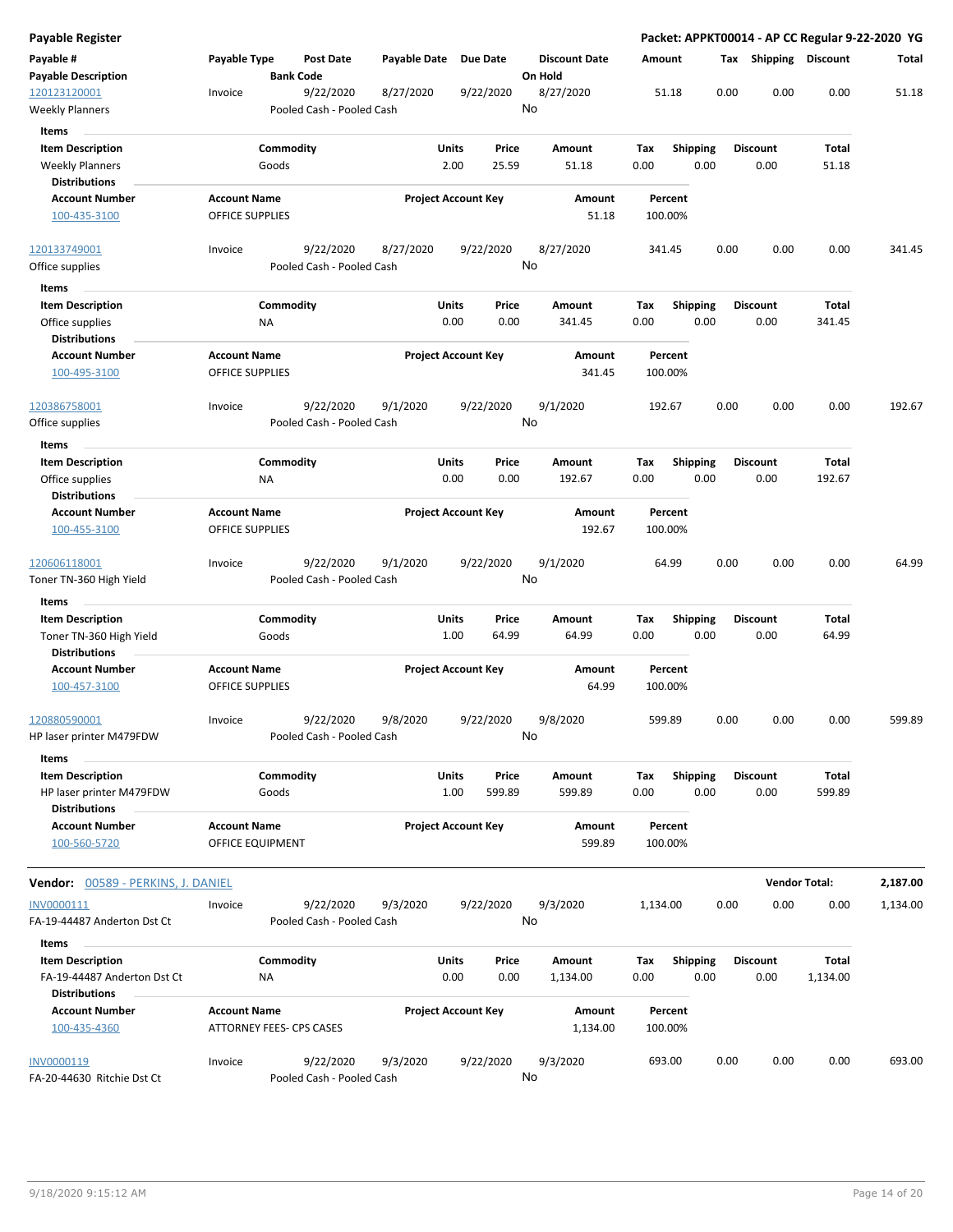**Payable Register** — **Packet: APPKT00014 - AP CC Regular 9-22-2020 YG**

| Payable # / Payable Description | Payable Type | Post Date / Bank Code | Payable Date | Due Date | Discount Date / On Hold | Amount | Tax | Shipping | Discount | Total |
|---|---|---|---|---|---|---|---|---|---|---|
| 120123120001 / Weekly Planners | Invoice | 9/22/2020 / Pooled Cash - Pooled Cash | 8/27/2020 | 9/22/2020 | 8/27/2020 / No | 51.18 | 0.00 | 0.00 | 0.00 | 51.18 |

**Items**

| Item Description | Commodity | Units | Price | Amount | Tax | Shipping | Discount | Total |
|---|---|---|---|---|---|---|---|---|
| Weekly Planners | Goods | 2.00 | 25.59 | 51.18 | 0.00 | 0.00 | 0.00 | 51.18 |

**Distributions**

| Account Number | Account Name | Project Account Key | Amount | Percent |
|---|---|---|---|---|
| 100-435-3100 | OFFICE SUPPLIES | | 51.18 | 100.00% |

| Payable # / Payable Description | Payable Type | Post Date / Bank Code | Payable Date | Due Date | Discount Date / On Hold | Amount | Tax | Shipping | Discount | Total |
|---|---|---|---|---|---|---|---|---|---|---|
| 120133749001 / Office supplies | Invoice | 9/22/2020 / Pooled Cash - Pooled Cash | 8/27/2020 | 9/22/2020 | 8/27/2020 / No | 341.45 | 0.00 | 0.00 | 0.00 | 341.45 |

**Items**

| Item Description | Commodity | Units | Price | Amount | Tax | Shipping | Discount | Total |
|---|---|---|---|---|---|---|---|---|
| Office supplies | NA | 0.00 | 0.00 | 341.45 | 0.00 | 0.00 | 0.00 | 341.45 |

**Distributions**

| Account Number | Account Name | Project Account Key | Amount | Percent |
|---|---|---|---|---|
| 100-495-3100 | OFFICE SUPPLIES | | 341.45 | 100.00% |

| Payable # / Payable Description | Payable Type | Post Date / Bank Code | Payable Date | Due Date | Discount Date / On Hold | Amount | Tax | Shipping | Discount | Total |
|---|---|---|---|---|---|---|---|---|---|---|
| 120386758001 / Office supplies | Invoice | 9/22/2020 / Pooled Cash - Pooled Cash | 9/1/2020 | 9/22/2020 | 9/1/2020 / No | 192.67 | 0.00 | 0.00 | 0.00 | 192.67 |

**Items**

| Item Description | Commodity | Units | Price | Amount | Tax | Shipping | Discount | Total |
|---|---|---|---|---|---|---|---|---|
| Office supplies | NA | 0.00 | 0.00 | 192.67 | 0.00 | 0.00 | 0.00 | 192.67 |

**Distributions**

| Account Number | Account Name | Project Account Key | Amount | Percent |
|---|---|---|---|---|
| 100-455-3100 | OFFICE SUPPLIES | | 192.67 | 100.00% |

| Payable # / Payable Description | Payable Type | Post Date / Bank Code | Payable Date | Due Date | Discount Date / On Hold | Amount | Tax | Shipping | Discount | Total |
|---|---|---|---|---|---|---|---|---|---|---|
| 120606118001 / Toner TN-360 High Yield | Invoice | 9/22/2020 / Pooled Cash - Pooled Cash | 9/1/2020 | 9/22/2020 | 9/1/2020 / No | 64.99 | 0.00 | 0.00 | 0.00 | 64.99 |

**Items**

| Item Description | Commodity | Units | Price | Amount | Tax | Shipping | Discount | Total |
|---|---|---|---|---|---|---|---|---|
| Toner TN-360 High Yield | Goods | 1.00 | 64.99 | 64.99 | 0.00 | 0.00 | 0.00 | 64.99 |

**Distributions**

| Account Number | Account Name | Project Account Key | Amount | Percent |
|---|---|---|---|---|
| 100-457-3100 | OFFICE SUPPLIES | | 64.99 | 100.00% |

| Payable # / Payable Description | Payable Type | Post Date / Bank Code | Payable Date | Due Date | Discount Date / On Hold | Amount | Tax | Shipping | Discount | Total |
|---|---|---|---|---|---|---|---|---|---|---|
| 120880590001 / HP laser printer M479FDW | Invoice | 9/22/2020 / Pooled Cash - Pooled Cash | 9/8/2020 | 9/22/2020 | 9/8/2020 / No | 599.89 | 0.00 | 0.00 | 0.00 | 599.89 |

**Items**

| Item Description | Commodity | Units | Price | Amount | Tax | Shipping | Discount | Total |
|---|---|---|---|---|---|---|---|---|
| HP laser printer M479FDW | Goods | 1.00 | 599.89 | 599.89 | 0.00 | 0.00 | 0.00 | 599.89 |

**Distributions**

| Account Number | Account Name | Project Account Key | Amount | Percent |
|---|---|---|---|---|
| 100-560-5720 | OFFICE EQUIPMENT | | 599.89 | 100.00% |

**Vendor: 00589 - PERKINS, J. DANIEL** — **Vendor Total: 2,187.00**

| Payable # / Payable Description | Payable Type | Post Date / Bank Code | Payable Date | Due Date | Discount Date / On Hold | Amount | Tax | Shipping | Discount | Total |
|---|---|---|---|---|---|---|---|---|---|---|
| INV0000111 / FA-19-44487 Anderton Dst Ct | Invoice | 9/22/2020 / Pooled Cash - Pooled Cash | 9/3/2020 | 9/22/2020 | 9/3/2020 / No | 1,134.00 | 0.00 | 0.00 | 0.00 | 1,134.00 |

**Items**

| Item Description | Commodity | Units | Price | Amount | Tax | Shipping | Discount | Total |
|---|---|---|---|---|---|---|---|---|
| FA-19-44487 Anderton Dst Ct | NA | 0.00 | 0.00 | 1,134.00 | 0.00 | 0.00 | 0.00 | 1,134.00 |

**Distributions**

| Account Number | Account Name | Project Account Key | Amount | Percent |
|---|---|---|---|---|
| 100-435-4360 | ATTORNEY FEES- CPS CASES | | 1,134.00 | 100.00% |

| Payable # / Payable Description | Payable Type | Post Date / Bank Code | Payable Date | Due Date | Discount Date / On Hold | Amount | Tax | Shipping | Discount | Total |
|---|---|---|---|---|---|---|---|---|---|---|
| INV0000119 / FA-20-44630 Ritchie Dst Ct | Invoice | 9/22/2020 / Pooled Cash - Pooled Cash | 9/3/2020 | 9/22/2020 | 9/3/2020 / No | 693.00 | 0.00 | 0.00 | 0.00 | 693.00 |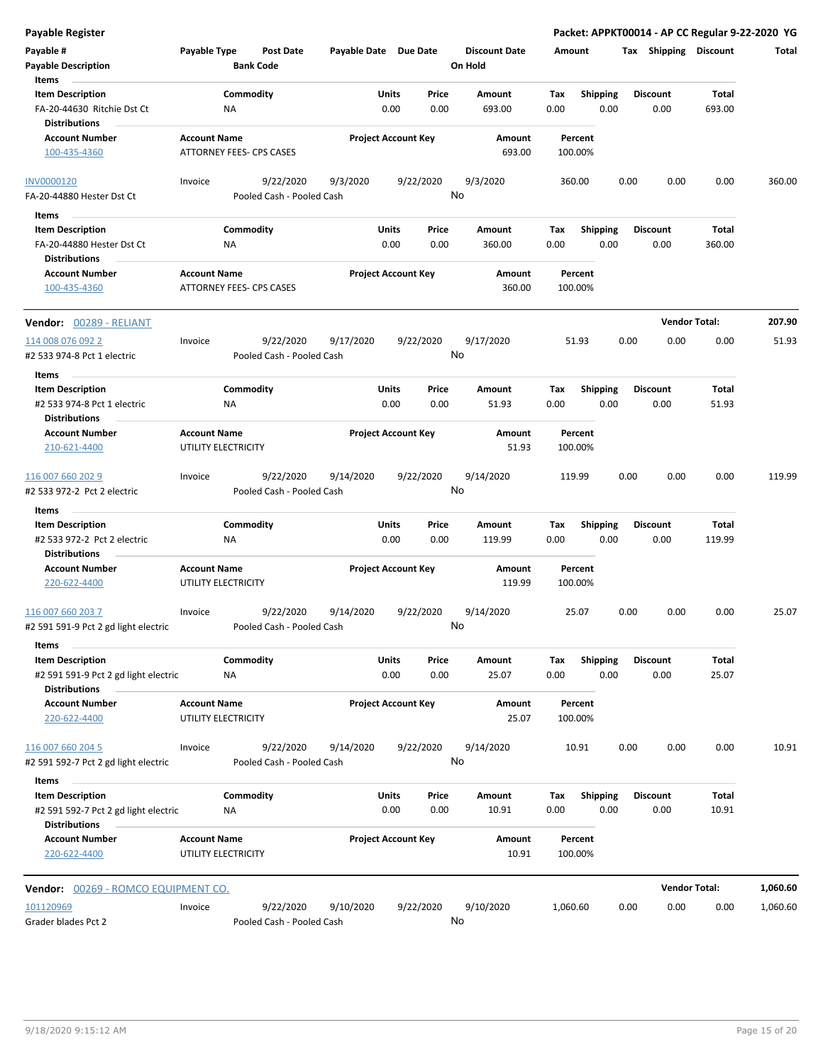**Payable Register** | **Packet: APPKT00014 - AP CC Regular 9-22-2020 YG**

| Payable # | Payable Type | Post Date | Payable Date | Due Date | Discount Date | Amount | Tax | Shipping | Discount | Total |
|---|---|---|---|---|---|---|---|---|---|---|
| **Payable Description** | | **Bank Code** | | | **On Hold** | | | | | |

**Items**

| Item Description | Commodity | Units | Price | Amount | Tax | Shipping | Discount | Total |
|---|---|---|---|---|---|---|---|---|
| FA-20-44630 Ritchie Dst Ct | NA | 0.00 | 0.00 | 693.00 | 0.00 | 0.00 | 0.00 | 693.00 |

**Distributions**

| Account Number | Account Name | Project Account Key | Amount | Percent |
|---|---|---|---|---|
| 100-435-4360 | ATTORNEY FEES- CPS CASES | | 693.00 | 100.00% |

| Payable # | Payable Type | Post Date | Payable Date | Due Date | Discount Date | Amount | Tax | Shipping | Discount | Total |
|---|---|---|---|---|---|---|---|---|---|---|
| INV0000120 | Invoice | 9/22/2020 | 9/3/2020 | 9/22/2020 | 9/3/2020 | 360.00 | 0.00 | 0.00 | 0.00 | 360.00 |
| FA-20-44880 Hester Dst Ct | | Pooled Cash - Pooled Cash | | | No | | | | | |

**Items**

| Item Description | Commodity | Units | Price | Amount | Tax | Shipping | Discount | Total |
|---|---|---|---|---|---|---|---|---|
| FA-20-44880 Hester Dst Ct | NA | 0.00 | 0.00 | 360.00 | 0.00 | 0.00 | 0.00 | 360.00 |

**Distributions**

| Account Number | Account Name | Project Account Key | Amount | Percent |
|---|---|---|---|---|
| 100-435-4360 | ATTORNEY FEES- CPS CASES | | 360.00 | 100.00% |

**Vendor:** 00289 - RELIANT — **Vendor Total: 207.90**

| Payable # | Payable Type | Post Date | Payable Date | Due Date | Discount Date | Amount | Tax | Shipping | Discount | Total |
|---|---|---|---|---|---|---|---|---|---|---|
| 114 008 076 092 2 | Invoice | 9/22/2020 | 9/17/2020 | 9/22/2020 | 9/17/2020 | 51.93 | 0.00 | 0.00 | 0.00 | 51.93 |
| #2 533 974-8 Pct 1 electric | | Pooled Cash - Pooled Cash | | | No | | | | | |

**Items**

| Item Description | Commodity | Units | Price | Amount | Tax | Shipping | Discount | Total |
|---|---|---|---|---|---|---|---|---|
| #2 533 974-8 Pct 1 electric | NA | 0.00 | 0.00 | 51.93 | 0.00 | 0.00 | 0.00 | 51.93 |

**Distributions**

| Account Number | Account Name | Project Account Key | Amount | Percent |
|---|---|---|---|---|
| 210-621-4400 | UTILITY ELECTRICITY | | 51.93 | 100.00% |

| Payable # | Payable Type | Post Date | Payable Date | Due Date | Discount Date | Amount | Tax | Shipping | Discount | Total |
|---|---|---|---|---|---|---|---|---|---|---|
| 116 007 660 202 9 | Invoice | 9/22/2020 | 9/14/2020 | 9/22/2020 | 9/14/2020 | 119.99 | 0.00 | 0.00 | 0.00 | 119.99 |
| #2 533 972-2 Pct 2 electric | | Pooled Cash - Pooled Cash | | | No | | | | | |

**Items**

| Item Description | Commodity | Units | Price | Amount | Tax | Shipping | Discount | Total |
|---|---|---|---|---|---|---|---|---|
| #2 533 972-2 Pct 2 electric | NA | 0.00 | 0.00 | 119.99 | 0.00 | 0.00 | 0.00 | 119.99 |

**Distributions**

| Account Number | Account Name | Project Account Key | Amount | Percent |
|---|---|---|---|---|
| 220-622-4400 | UTILITY ELECTRICITY | | 119.99 | 100.00% |

| Payable # | Payable Type | Post Date | Payable Date | Due Date | Discount Date | Amount | Tax | Shipping | Discount | Total |
|---|---|---|---|---|---|---|---|---|---|---|
| 116 007 660 203 7 | Invoice | 9/22/2020 | 9/14/2020 | 9/22/2020 | 9/14/2020 | 25.07 | 0.00 | 0.00 | 0.00 | 25.07 |
| #2 591 591-9 Pct 2 gd light electric | | Pooled Cash - Pooled Cash | | | No | | | | | |

**Items**

| Item Description | Commodity | Units | Price | Amount | Tax | Shipping | Discount | Total |
|---|---|---|---|---|---|---|---|---|
| #2 591 591-9 Pct 2 gd light electric | NA | 0.00 | 0.00 | 25.07 | 0.00 | 0.00 | 0.00 | 25.07 |

**Distributions**

| Account Number | Account Name | Project Account Key | Amount | Percent |
|---|---|---|---|---|
| 220-622-4400 | UTILITY ELECTRICITY | | 25.07 | 100.00% |

| Payable # | Payable Type | Post Date | Payable Date | Due Date | Discount Date | Amount | Tax | Shipping | Discount | Total |
|---|---|---|---|---|---|---|---|---|---|---|
| 116 007 660 204 5 | Invoice | 9/22/2020 | 9/14/2020 | 9/22/2020 | 9/14/2020 | 10.91 | 0.00 | 0.00 | 0.00 | 10.91 |
| #2 591 592-7 Pct 2 gd light electric | | Pooled Cash - Pooled Cash | | | No | | | | | |

**Items**

| Item Description | Commodity | Units | Price | Amount | Tax | Shipping | Discount | Total |
|---|---|---|---|---|---|---|---|---|
| #2 591 592-7 Pct 2 gd light electric | NA | 0.00 | 0.00 | 10.91 | 0.00 | 0.00 | 0.00 | 10.91 |

**Distributions**

| Account Number | Account Name | Project Account Key | Amount | Percent |
|---|---|---|---|---|
| 220-622-4400 | UTILITY ELECTRICITY | | 10.91 | 100.00% |

**Vendor:** 00269 - ROMCO EQUIPMENT CO. — **Vendor Total: 1,060.60**

| Payable # | Payable Type | Post Date | Payable Date | Due Date | Discount Date | Amount | Tax | Shipping | Discount | Total |
|---|---|---|---|---|---|---|---|---|---|---|
| 101120969 | Invoice | 9/22/2020 | 9/10/2020 | 9/22/2020 | 9/10/2020 | 1,060.60 | 0.00 | 0.00 | 0.00 | 1,060.60 |
| Grader blades Pct 2 | | Pooled Cash - Pooled Cash | | | No | | | | | |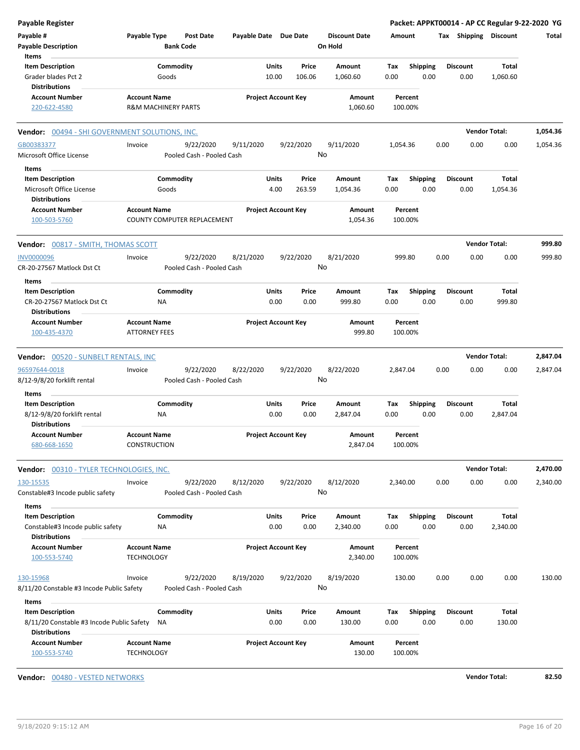**Payable Register** — **Packet: APPKT00014 - AP CC Regular 9-22-2020 YG**

| Payable # | Payable Type | Post Date | Payable Date | Due Date | Discount Date | Amount | Tax | Shipping | Discount | Total |
|---|---|---|---|---|---|---|---|---|---|---|
| Payable Description | | Bank Code | | | On Hold | | | | | |

**Items**

| Item Description | Commodity | Units | Price | Amount | Tax | Shipping | Discount | Total |
|---|---|---|---|---|---|---|---|---|
| Grader blades Pct 2 | Goods | 10.00 | 106.06 | 1,060.60 | 0.00 | 0.00 | 0.00 | 1,060.60 |

**Distributions**

| Account Number | Account Name | Project Account Key | Amount | Percent |
|---|---|---|---|---|
| 220-622-4580 | R&M MACHINERY PARTS | | 1,060.60 | 100.00% |

---

**Vendor:** 00494 - SHI GOVERNMENT SOLUTIONS, INC. — **Vendor Total:** 1,054.36

| Payable # | Payable Type | Post Date | Payable Date | Due Date | Discount Date | Amount | Tax | Shipping | Discount | Total |
|---|---|---|---|---|---|---|---|---|---|---|
| GB00383377 | Invoice | 9/22/2020 | 9/11/2020 | 9/22/2020 | 9/11/2020 | 1,054.36 | 0.00 | 0.00 | 0.00 | 1,054.36 |
| Microsoft Office License | | Pooled Cash - Pooled Cash | | | No | | | | | |

**Items**

| Item Description | Commodity | Units | Price | Amount | Tax | Shipping | Discount | Total |
|---|---|---|---|---|---|---|---|---|
| Microsoft Office License | Goods | 4.00 | 263.59 | 1,054.36 | 0.00 | 0.00 | 0.00 | 1,054.36 |

**Distributions**

| Account Number | Account Name | Project Account Key | Amount | Percent |
|---|---|---|---|---|
| 100-503-5760 | COUNTY COMPUTER REPLACEMENT | | 1,054.36 | 100.00% |

---

**Vendor:** 00817 - SMITH, THOMAS SCOTT — **Vendor Total:** 999.80

| Payable # | Payable Type | Post Date | Payable Date | Due Date | Discount Date | Amount | Tax | Shipping | Discount | Total |
|---|---|---|---|---|---|---|---|---|---|---|
| INV0000096 | Invoice | 9/22/2020 | 8/21/2020 | 9/22/2020 | 8/21/2020 | 999.80 | 0.00 | 0.00 | 0.00 | 999.80 |
| CR-20-27567 Matlock Dst Ct | | Pooled Cash - Pooled Cash | | | No | | | | | |

**Items**

| Item Description | Commodity | Units | Price | Amount | Tax | Shipping | Discount | Total |
|---|---|---|---|---|---|---|---|---|
| CR-20-27567 Matlock Dst Ct | NA | 0.00 | 0.00 | 999.80 | 0.00 | 0.00 | 0.00 | 999.80 |

**Distributions**

| Account Number | Account Name | Project Account Key | Amount | Percent |
|---|---|---|---|---|
| 100-435-4370 | ATTORNEY FEES | | 999.80 | 100.00% |

---

**Vendor:** 00520 - SUNBELT RENTALS, INC — **Vendor Total:** 2,847.04

| Payable # | Payable Type | Post Date | Payable Date | Due Date | Discount Date | Amount | Tax | Shipping | Discount | Total |
|---|---|---|---|---|---|---|---|---|---|---|
| 96597644-0018 | Invoice | 9/22/2020 | 8/22/2020 | 9/22/2020 | 8/22/2020 | 2,847.04 | 0.00 | 0.00 | 0.00 | 2,847.04 |
| 8/12-9/8/20 forklift rental | | Pooled Cash - Pooled Cash | | | No | | | | | |

**Items**

| Item Description | Commodity | Units | Price | Amount | Tax | Shipping | Discount | Total |
|---|---|---|---|---|---|---|---|---|
| 8/12-9/8/20 forklift rental | NA | 0.00 | 0.00 | 2,847.04 | 0.00 | 0.00 | 0.00 | 2,847.04 |

**Distributions**

| Account Number | Account Name | Project Account Key | Amount | Percent |
|---|---|---|---|---|
| 680-668-1650 | CONSTRUCTION | | 2,847.04 | 100.00% |

---

**Vendor:** 00310 - TYLER TECHNOLOGIES, INC. — **Vendor Total:** 2,470.00

| Payable # | Payable Type | Post Date | Payable Date | Due Date | Discount Date | Amount | Tax | Shipping | Discount | Total |
|---|---|---|---|---|---|---|---|---|---|---|
| 130-15535 | Invoice | 9/22/2020 | 8/12/2020 | 9/22/2020 | 8/12/2020 | 2,340.00 | 0.00 | 0.00 | 0.00 | 2,340.00 |
| Constable#3 Incode public safety | | Pooled Cash - Pooled Cash | | | No | | | | | |

**Items**

| Item Description | Commodity | Units | Price | Amount | Tax | Shipping | Discount | Total |
|---|---|---|---|---|---|---|---|---|
| Constable#3 Incode public safety | NA | 0.00 | 0.00 | 2,340.00 | 0.00 | 0.00 | 0.00 | 2,340.00 |

**Distributions**

| Account Number | Account Name | Project Account Key | Amount | Percent |
|---|---|---|---|---|
| 100-553-5740 | TECHNOLOGY | | 2,340.00 | 100.00% |

| Payable # | Payable Type | Post Date | Payable Date | Due Date | Discount Date | Amount | Tax | Shipping | Discount | Total |
|---|---|---|---|---|---|---|---|---|---|---|
| 130-15968 | Invoice | 9/22/2020 | 8/19/2020 | 9/22/2020 | 8/19/2020 | 130.00 | 0.00 | 0.00 | 0.00 | 130.00 |
| 8/11/20 Constable #3 Incode Public Safety | | Pooled Cash - Pooled Cash | | | No | | | | | |

**Items**

| Item Description | Commodity | Units | Price | Amount | Tax | Shipping | Discount | Total |
|---|---|---|---|---|---|---|---|---|
| 8/11/20 Constable #3 Incode Public Safety | NA | 0.00 | 0.00 | 130.00 | 0.00 | 0.00 | 0.00 | 130.00 |

**Distributions**

| Account Number | Account Name | Project Account Key | Amount | Percent |
|---|---|---|---|---|
| 100-553-5740 | TECHNOLOGY | | 130.00 | 100.00% |

---

**Vendor:** 00480 - VESTED NETWORKS — **Vendor Total:** 82.50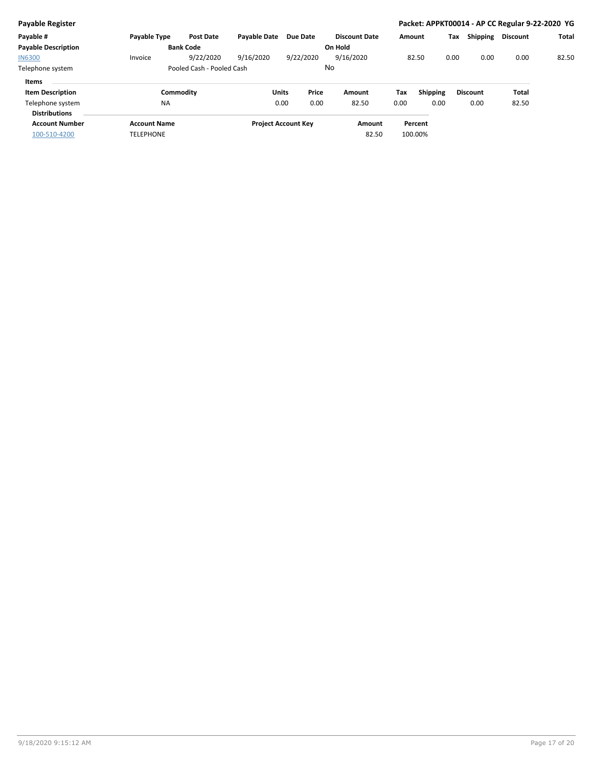**Payable Register**

**Packet: APPKT00014 - AP CC Regular 9-22-2020 YG**

| Payable # | Payable Type | Post Date | Payable Date | Due Date | Discount Date | Amount | Tax | Shipping | Discount | Total |
|---|---|---|---|---|---|---|---|---|---|---|
| **Payable Description** | | **Bank Code** | | | **On Hold** | | | | | |
| IN6300 | Invoice | 9/22/2020 | 9/16/2020 | 9/22/2020 | 9/16/2020 | 82.50 | 0.00 | 0.00 | 0.00 | 82.50 |
| Telephone system | | Pooled Cash - Pooled Cash | | | No | | | | | |

**Items**

| Item Description | Commodity | Units | Price | Amount | Tax | Shipping | Discount | Total |
|---|---|---|---|---|---|---|---|---|
| Telephone system | NA | 0.00 | 0.00 | 82.50 | 0.00 | 0.00 | 0.00 | 82.50 |

**Distributions**

| Account Number | Account Name | Project Account Key | Amount | Percent |
|---|---|---|---|---|
| 100-510-4200 | TELEPHONE | | 82.50 | 100.00% |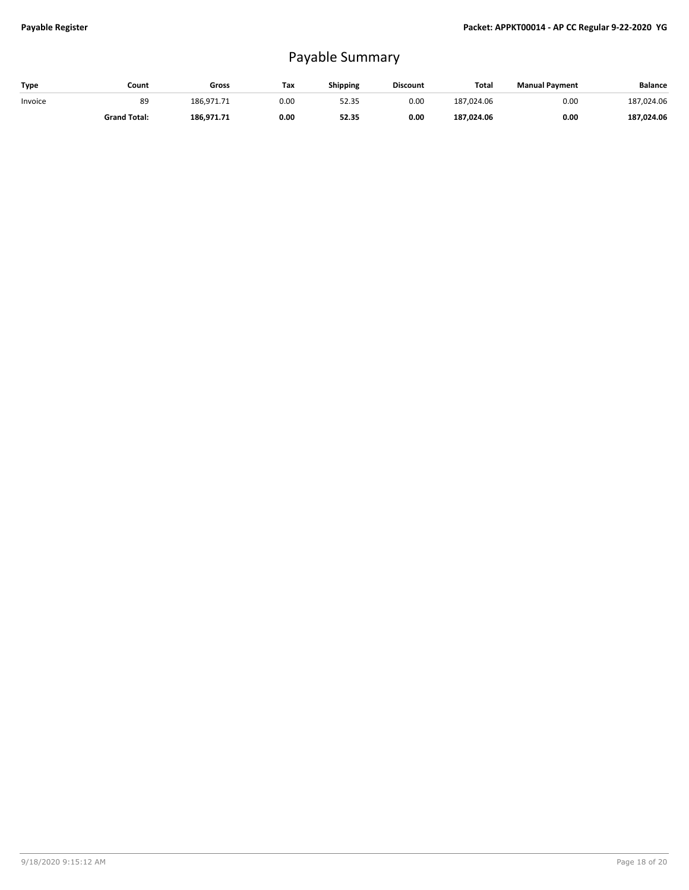# Payable Summary

| Type | Count | Gross | Tax | Shipping | Discount | Total | Manual Payment | Balance |
|---|---|---|---|---|---|---|---|---|
| Invoice | 89 | 186,971.71 | 0.00 | 52.35 | 0.00 | 187,024.06 | 0.00 | 187,024.06 |
| | **Grand Total:** | **186,971.71** | **0.00** | **52.35** | **0.00** | **187,024.06** | **0.00** | **187,024.06** |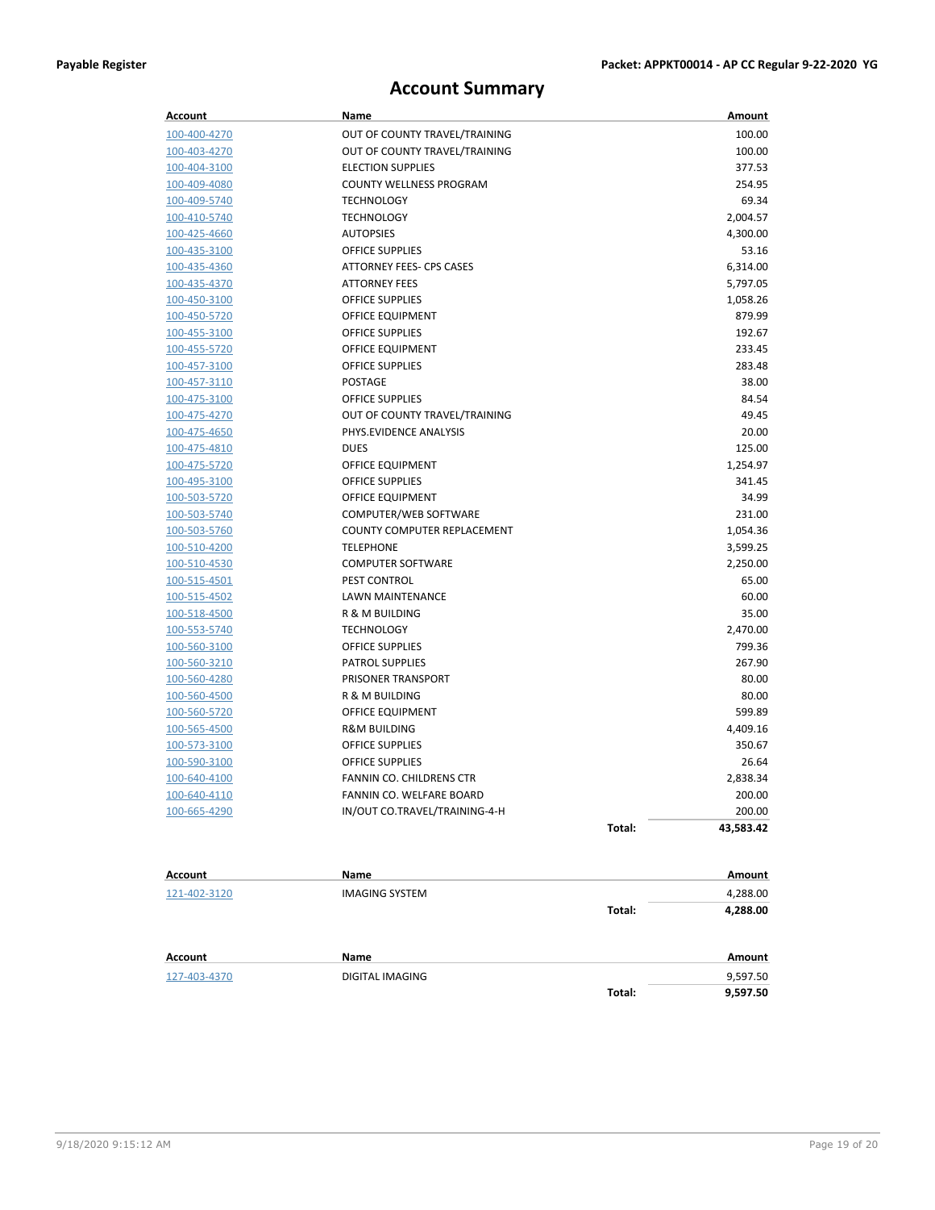# Account Summary

| Account | Name | | Amount |
|---|---|---|---|
| 100-400-4270 | OUT OF COUNTY TRAVEL/TRAINING | | 100.00 |
| 100-403-4270 | OUT OF COUNTY TRAVEL/TRAINING | | 100.00 |
| 100-404-3100 | ELECTION SUPPLIES | | 377.53 |
| 100-409-4080 | COUNTY WELLNESS PROGRAM | | 254.95 |
| 100-409-5740 | TECHNOLOGY | | 69.34 |
| 100-410-5740 | TECHNOLOGY | | 2,004.57 |
| 100-425-4660 | AUTOPSIES | | 4,300.00 |
| 100-435-3100 | OFFICE SUPPLIES | | 53.16 |
| 100-435-4360 | ATTORNEY FEES- CPS CASES | | 6,314.00 |
| 100-435-4370 | ATTORNEY FEES | | 5,797.05 |
| 100-450-3100 | OFFICE SUPPLIES | | 1,058.26 |
| 100-450-5720 | OFFICE EQUIPMENT | | 879.99 |
| 100-455-3100 | OFFICE SUPPLIES | | 192.67 |
| 100-455-5720 | OFFICE EQUIPMENT | | 233.45 |
| 100-457-3100 | OFFICE SUPPLIES | | 283.48 |
| 100-457-3110 | POSTAGE | | 38.00 |
| 100-475-3100 | OFFICE SUPPLIES | | 84.54 |
| 100-475-4270 | OUT OF COUNTY TRAVEL/TRAINING | | 49.45 |
| 100-475-4650 | PHYS.EVIDENCE ANALYSIS | | 20.00 |
| 100-475-4810 | DUES | | 125.00 |
| 100-475-5720 | OFFICE EQUIPMENT | | 1,254.97 |
| 100-495-3100 | OFFICE SUPPLIES | | 341.45 |
| 100-503-5720 | OFFICE EQUIPMENT | | 34.99 |
| 100-503-5740 | COMPUTER/WEB SOFTWARE | | 231.00 |
| 100-503-5760 | COUNTY COMPUTER REPLACEMENT | | 1,054.36 |
| 100-510-4200 | TELEPHONE | | 3,599.25 |
| 100-510-4530 | COMPUTER SOFTWARE | | 2,250.00 |
| 100-515-4501 | PEST CONTROL | | 65.00 |
| 100-515-4502 | LAWN MAINTENANCE | | 60.00 |
| 100-518-4500 | R & M BUILDING | | 35.00 |
| 100-553-5740 | TECHNOLOGY | | 2,470.00 |
| 100-560-3100 | OFFICE SUPPLIES | | 799.36 |
| 100-560-3210 | PATROL SUPPLIES | | 267.90 |
| 100-560-4280 | PRISONER TRANSPORT | | 80.00 |
| 100-560-4500 | R & M BUILDING | | 80.00 |
| 100-560-5720 | OFFICE EQUIPMENT | | 599.89 |
| 100-565-4500 | R&M BUILDING | | 4,409.16 |
| 100-573-3100 | OFFICE SUPPLIES | | 350.67 |
| 100-590-3100 | OFFICE SUPPLIES | | 26.64 |
| 100-640-4100 | FANNIN CO. CHILDRENS CTR | | 2,838.34 |
| 100-640-4110 | FANNIN CO. WELFARE BOARD | | 200.00 |
| 100-665-4290 | IN/OUT CO.TRAVEL/TRAINING-4-H | | 200.00 |
| | | **Total:** | **43,583.42** |

| Account | Name | | Amount |
|---|---|---|---|
| 121-402-3120 | IMAGING SYSTEM | | 4,288.00 |
| | | **Total:** | **4,288.00** |

| Account | Name | | Amount |
|---|---|---|---|
| 127-403-4370 | DIGITAL IMAGING | | 9,597.50 |
| | | **Total:** | **9,597.50** |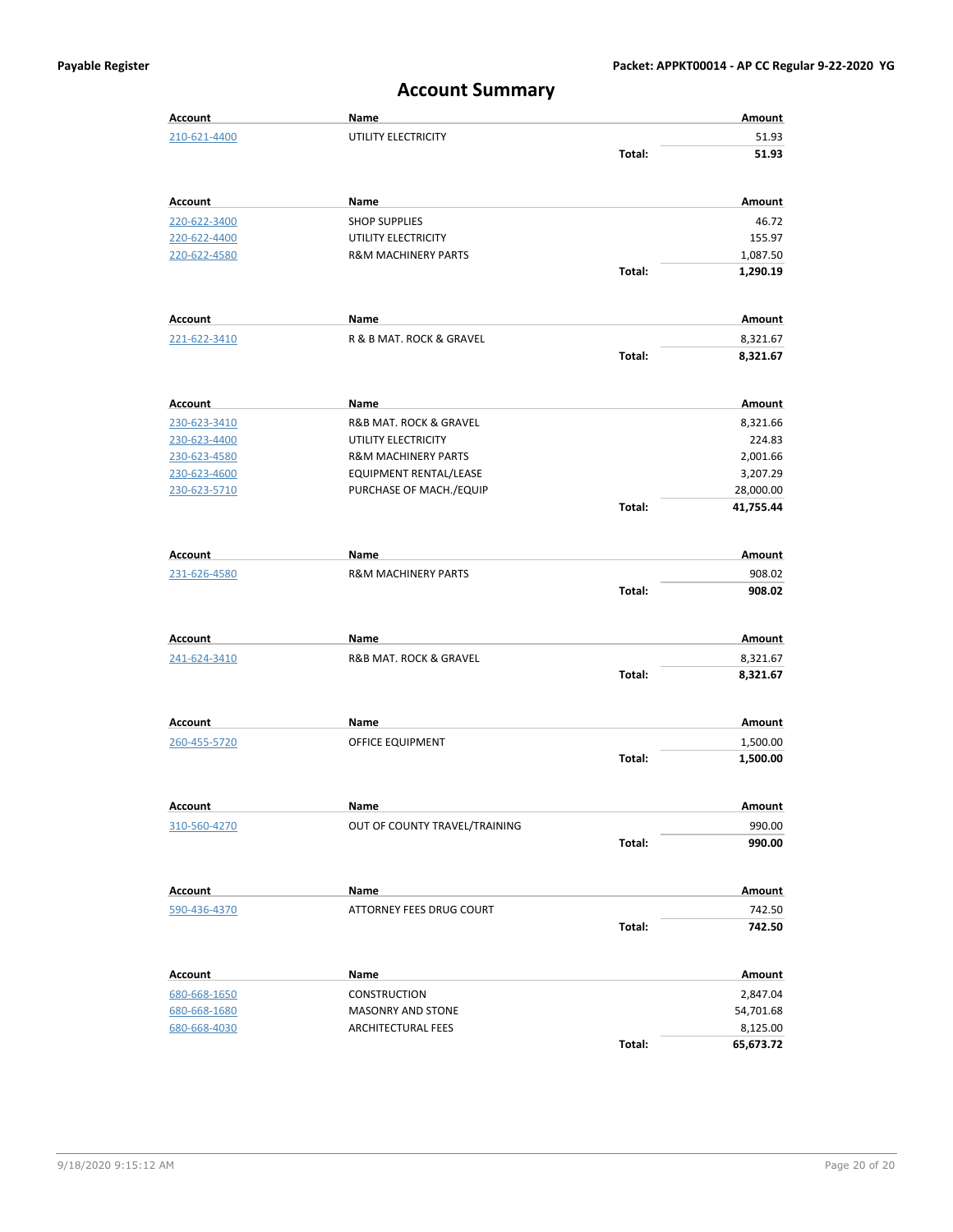# Account Summary

| Account | Name | | Amount |
|---|---|---|---|
| 210-621-4400 | UTILITY ELECTRICITY | | 51.93 |
| | | Total: | **51.93** |

| Account | Name | | Amount |
|---|---|---|---|
| 220-622-3400 | SHOP SUPPLIES | | 46.72 |
| 220-622-4400 | UTILITY ELECTRICITY | | 155.97 |
| 220-622-4580 | R&M MACHINERY PARTS | | 1,087.50 |
| | | Total: | **1,290.19** |

| Account | Name | | Amount |
|---|---|---|---|
| 221-622-3410 | R & B MAT. ROCK & GRAVEL | | 8,321.67 |
| | | Total: | **8,321.67** |

| Account | Name | | Amount |
|---|---|---|---|
| 230-623-3410 | R&B MAT. ROCK & GRAVEL | | 8,321.66 |
| 230-623-4400 | UTILITY ELECTRICITY | | 224.83 |
| 230-623-4580 | R&M MACHINERY PARTS | | 2,001.66 |
| 230-623-4600 | EQUIPMENT RENTAL/LEASE | | 3,207.29 |
| 230-623-5710 | PURCHASE OF MACH./EQUIP | | 28,000.00 |
| | | Total: | **41,755.44** |

| Account | Name | | Amount |
|---|---|---|---|
| 231-626-4580 | R&M MACHINERY PARTS | | 908.02 |
| | | Total: | **908.02** |

| Account | Name | | Amount |
|---|---|---|---|
| 241-624-3410 | R&B MAT. ROCK & GRAVEL | | 8,321.67 |
| | | Total: | **8,321.67** |

| Account | Name | | Amount |
|---|---|---|---|
| 260-455-5720 | OFFICE EQUIPMENT | | 1,500.00 |
| | | Total: | **1,500.00** |

| Account | Name | | Amount |
|---|---|---|---|
| 310-560-4270 | OUT OF COUNTY TRAVEL/TRAINING | | 990.00 |
| | | Total: | **990.00** |

| Account | Name | | Amount |
|---|---|---|---|
| 590-436-4370 | ATTORNEY FEES DRUG COURT | | 742.50 |
| | | Total: | **742.50** |

| Account | Name | | Amount |
|---|---|---|---|
| 680-668-1650 | CONSTRUCTION | | 2,847.04 |
| 680-668-1680 | MASONRY AND STONE | | 54,701.68 |
| 680-668-4030 | ARCHITECTURAL FEES | | 8,125.00 |
| | | Total: | **65,673.72** |